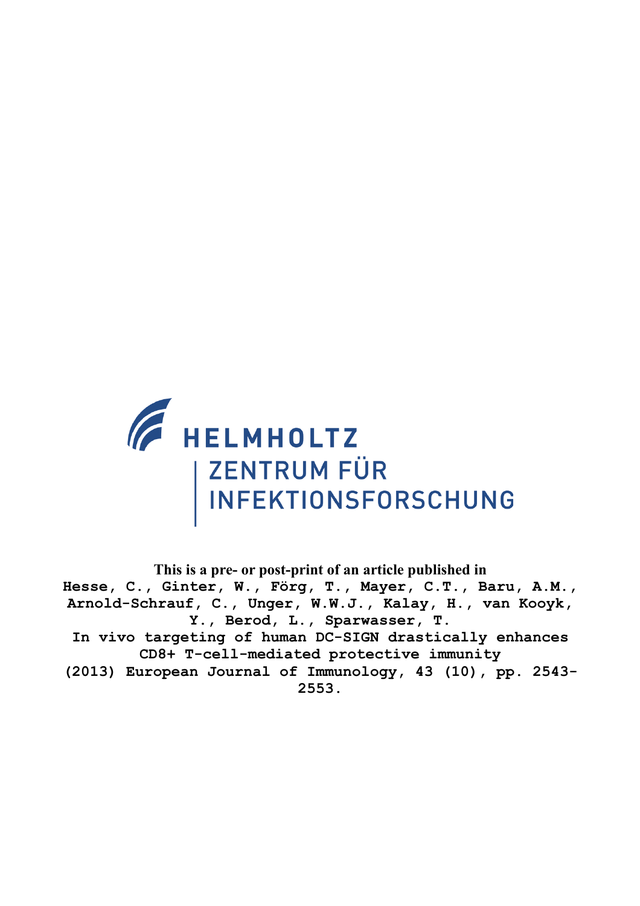HELMHOLTZ
ZENTRUM FÜR
INFEKTIONSFORSCHUNG

**This is a pre- or post-print of an article published in**

Hesse, C., Ginter, W., Förg, T., Mayer, C.T., Baru, A.M., Arnold-Schrauf, C., Unger, W.W.J., Kalay, H., van Kooyk, Y., Berod, L., Sparwasser, T.
In vivo targeting of human DC-SIGN drastically enhances CD8+ T-cell-mediated protective immunity
(2013) European Journal of Immunology, 43 (10), pp. 2543-2553.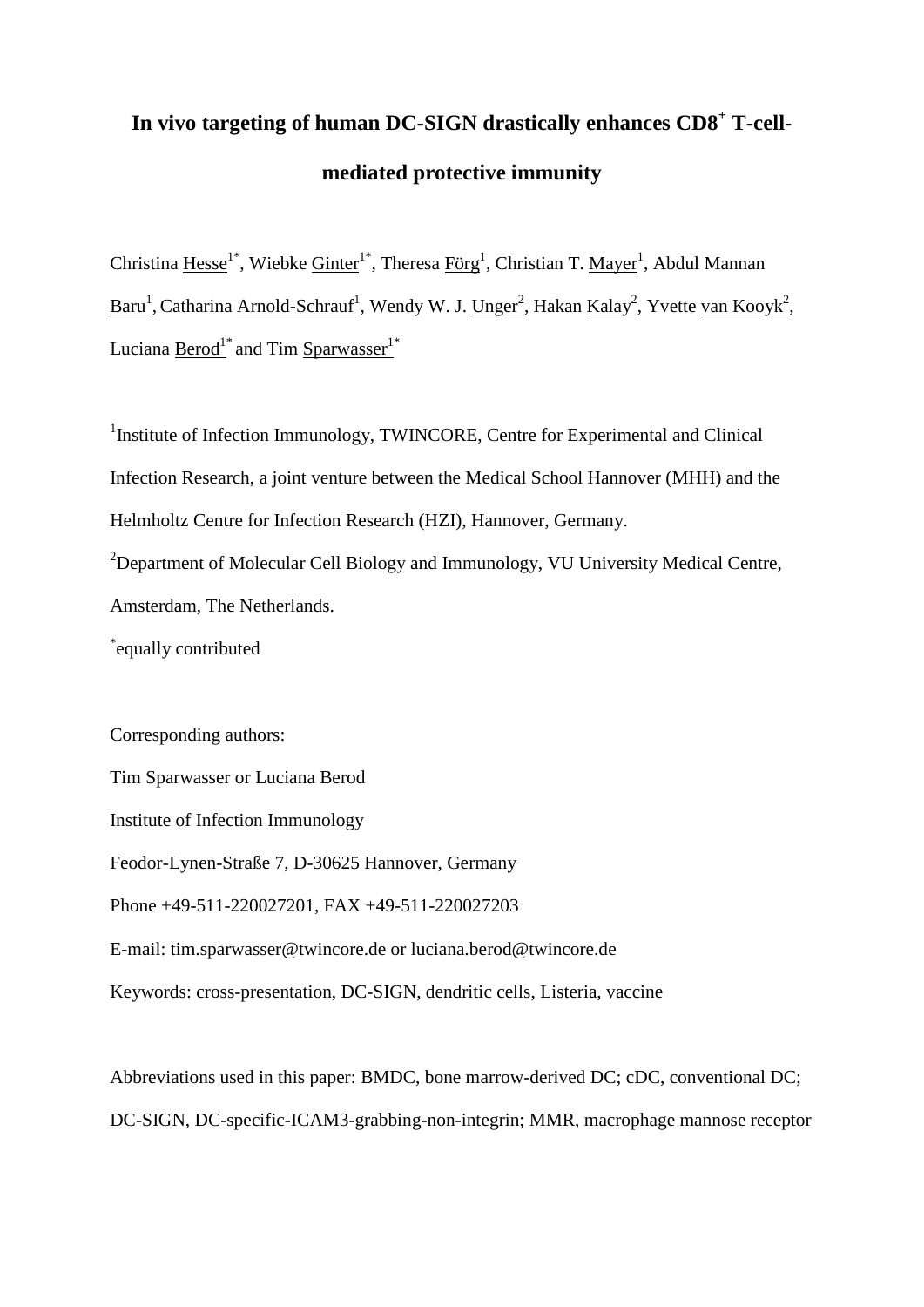# In vivo targeting of human DC-SIGN drastically enhances CD8$^{+}$ T-cell-mediated protective immunity

Christina Hesse[1*], Wiebke Ginter[1*], Theresa Förg[1], Christian T. Mayer[1], Abdul Mannan Baru[1], Catharina Arnold-Schrauf[1], Wendy W. J. Unger[2], Hakan Kalay[2], Yvette van Kooyk[2], Luciana Berod[1*] and Tim Sparwasser[1*]

[1]Institute of Infection Immunology, TWINCORE, Centre for Experimental and Clinical Infection Research, a joint venture between the Medical School Hannover (MHH) and the Helmholtz Centre for Infection Research (HZI), Hannover, Germany.

[2]Department of Molecular Cell Biology and Immunology, VU University Medical Centre, Amsterdam, The Netherlands.

[*]equally contributed

Corresponding authors:

Tim Sparwasser or Luciana Berod

Institute of Infection Immunology

Feodor-Lynen-Straße 7, D-30625 Hannover, Germany

Phone +49-511-220027201, FAX +49-511-220027203

E-mail: tim.sparwasser@twincore.de or luciana.berod@twincore.de

Keywords: cross-presentation, DC-SIGN, dendritic cells, Listeria, vaccine

Abbreviations used in this paper: BMDC, bone marrow-derived DC; cDC, conventional DC; DC-SIGN, DC-specific-ICAM3-grabbing-non-integrin; MMR, macrophage mannose receptor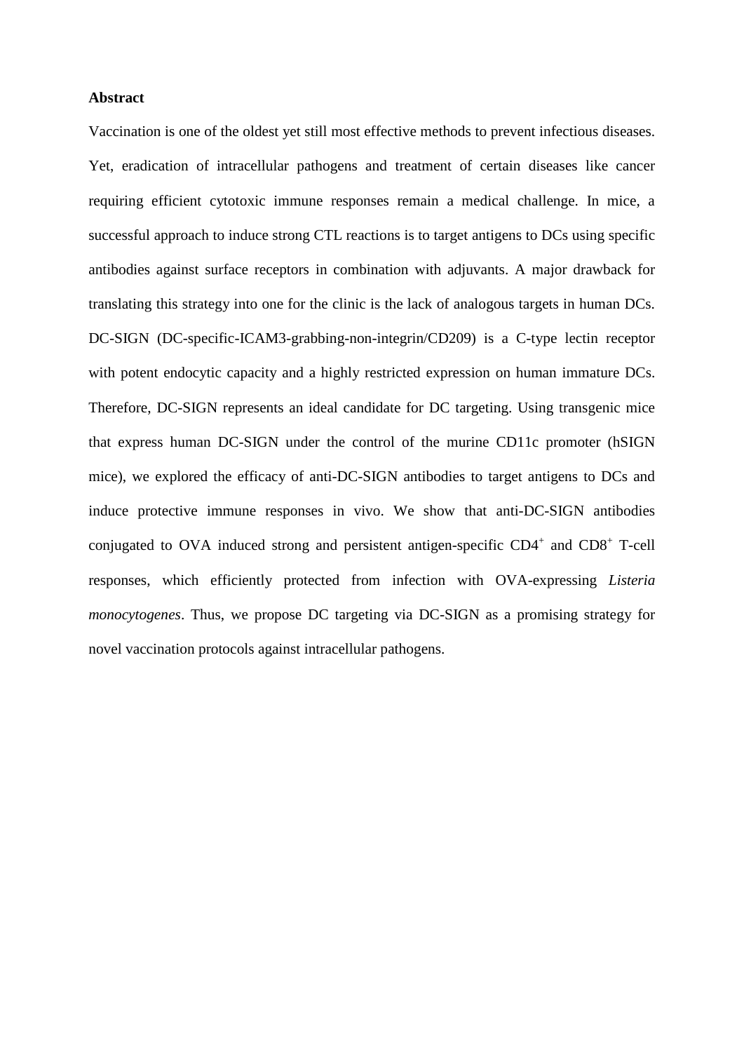**Abstract**

Vaccination is one of the oldest yet still most effective methods to prevent infectious diseases. Yet, eradication of intracellular pathogens and treatment of certain diseases like cancer requiring efficient cytotoxic immune responses remain a medical challenge. In mice, a successful approach to induce strong CTL reactions is to target antigens to DCs using specific antibodies against surface receptors in combination with adjuvants. A major drawback for translating this strategy into one for the clinic is the lack of analogous targets in human DCs. DC-SIGN (DC-specific-ICAM3-grabbing-non-integrin/CD209) is a C-type lectin receptor with potent endocytic capacity and a highly restricted expression on human immature DCs. Therefore, DC-SIGN represents an ideal candidate for DC targeting. Using transgenic mice that express human DC-SIGN under the control of the murine CD11c promoter (hSIGN mice), we explored the efficacy of anti-DC-SIGN antibodies to target antigens to DCs and induce protective immune responses in vivo. We show that anti-DC-SIGN antibodies conjugated to OVA induced strong and persistent antigen-specific $CD4^+$ and $CD8^+$ T-cell responses, which efficiently protected from infection with OVA-expressing *Listeria monocytogenes*. Thus, we propose DC targeting via DC-SIGN as a promising strategy for novel vaccination protocols against intracellular pathogens.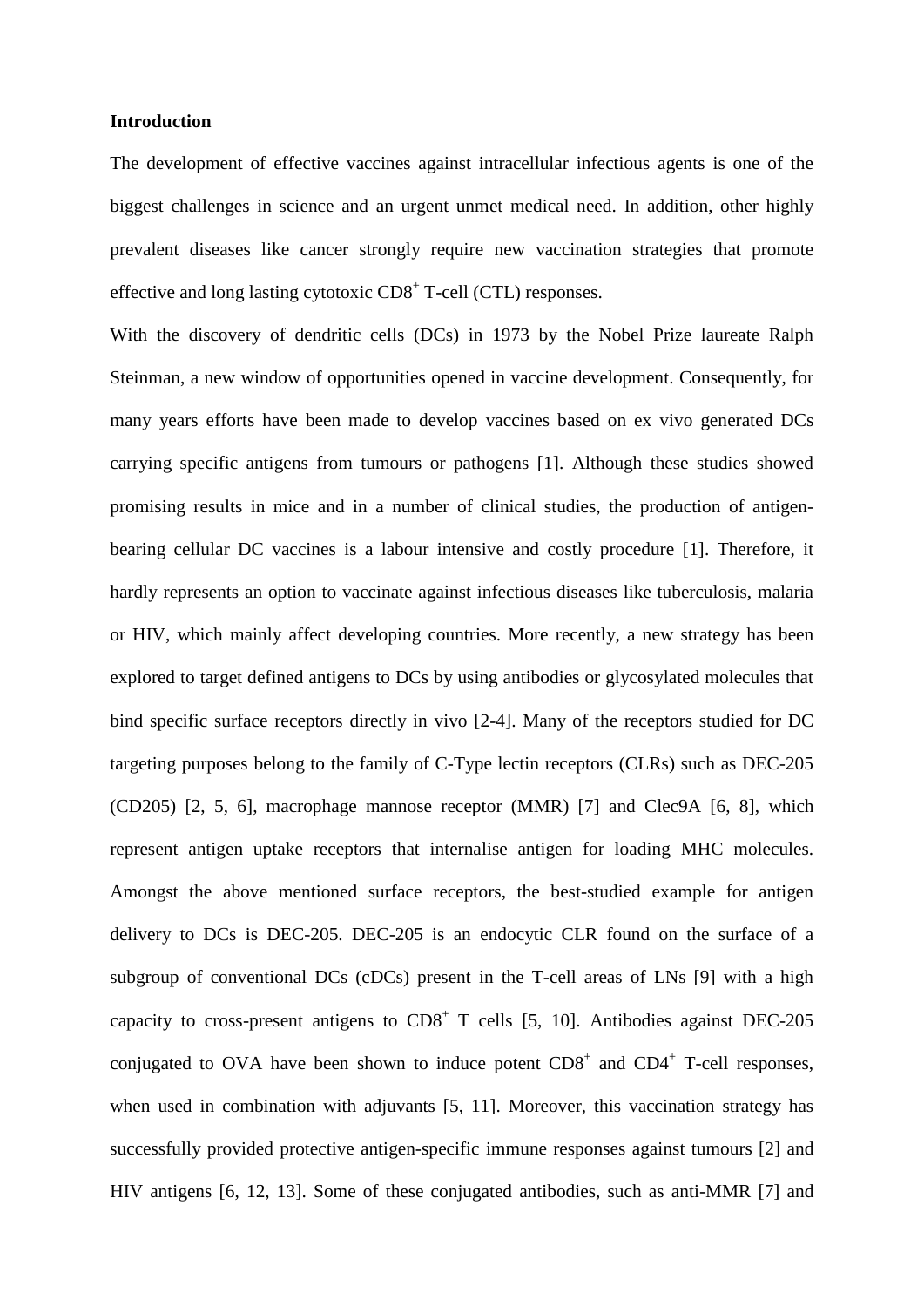## Introduction

The development of effective vaccines against intracellular infectious agents is one of the biggest challenges in science and an urgent unmet medical need. In addition, other highly prevalent diseases like cancer strongly require new vaccination strategies that promote effective and long lasting cytotoxic $CD8^+$ T-cell (CTL) responses.

With the discovery of dendritic cells (DCs) in 1973 by the Nobel Prize laureate Ralph Steinman, a new window of opportunities opened in vaccine development. Consequently, for many years efforts have been made to develop vaccines based on ex vivo generated DCs carrying specific antigens from tumours or pathogens [1]. Although these studies showed promising results in mice and in a number of clinical studies, the production of antigen-bearing cellular DC vaccines is a labour intensive and costly procedure [1]. Therefore, it hardly represents an option to vaccinate against infectious diseases like tuberculosis, malaria or HIV, which mainly affect developing countries. More recently, a new strategy has been explored to target defined antigens to DCs by using antibodies or glycosylated molecules that bind specific surface receptors directly in vivo [2-4]. Many of the receptors studied for DC targeting purposes belong to the family of C-Type lectin receptors (CLRs) such as DEC-205 (CD205) [2, 5, 6], macrophage mannose receptor (MMR) [7] and Clec9A [6, 8], which represent antigen uptake receptors that internalise antigen for loading MHC molecules. Amongst the above mentioned surface receptors, the best-studied example for antigen delivery to DCs is DEC-205. DEC-205 is an endocytic CLR found on the surface of a subgroup of conventional DCs (cDCs) present in the T-cell areas of LNs [9] with a high capacity to cross-present antigens to $CD8^+$ T cells [5, 10]. Antibodies against DEC-205 conjugated to OVA have been shown to induce potent $CD8^+$ and $CD4^+$ T-cell responses, when used in combination with adjuvants [5, 11]. Moreover, this vaccination strategy has successfully provided protective antigen-specific immune responses against tumours [2] and HIV antigens [6, 12, 13]. Some of these conjugated antibodies, such as anti-MMR [7] and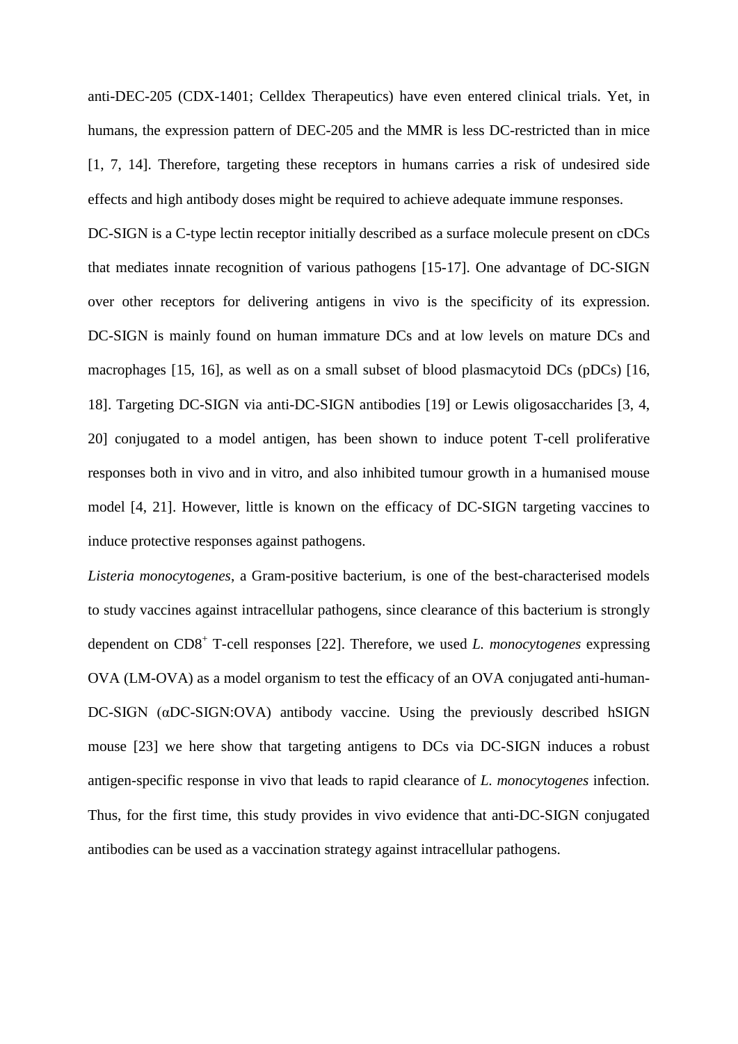anti-DEC-205 (CDX-1401; Celldex Therapeutics) have even entered clinical trials. Yet, in humans, the expression pattern of DEC-205 and the MMR is less DC-restricted than in mice [1, 7, 14]. Therefore, targeting these receptors in humans carries a risk of undesired side effects and high antibody doses might be required to achieve adequate immune responses.

DC-SIGN is a C-type lectin receptor initially described as a surface molecule present on cDCs that mediates innate recognition of various pathogens [15-17]. One advantage of DC-SIGN over other receptors for delivering antigens in vivo is the specificity of its expression. DC-SIGN is mainly found on human immature DCs and at low levels on mature DCs and macrophages [15, 16], as well as on a small subset of blood plasmacytoid DCs (pDCs) [16, 18]. Targeting DC-SIGN via anti-DC-SIGN antibodies [19] or Lewis oligosaccharides [3, 4, 20] conjugated to a model antigen, has been shown to induce potent T-cell proliferative responses both in vivo and in vitro, and also inhibited tumour growth in a humanised mouse model [4, 21]. However, little is known on the efficacy of DC-SIGN targeting vaccines to induce protective responses against pathogens.

*Listeria monocytogenes*, a Gram-positive bacterium, is one of the best-characterised models to study vaccines against intracellular pathogens, since clearance of this bacterium is strongly dependent on $CD8^+$ T-cell responses [22]. Therefore, we used *L. monocytogenes* expressing OVA (LM-OVA) as a model organism to test the efficacy of an OVA conjugated anti-human-DC-SIGN (αDC-SIGN:OVA) antibody vaccine. Using the previously described hSIGN mouse [23] we here show that targeting antigens to DCs via DC-SIGN induces a robust antigen-specific response in vivo that leads to rapid clearance of *L. monocytogenes* infection. Thus, for the first time, this study provides in vivo evidence that anti-DC-SIGN conjugated antibodies can be used as a vaccination strategy against intracellular pathogens.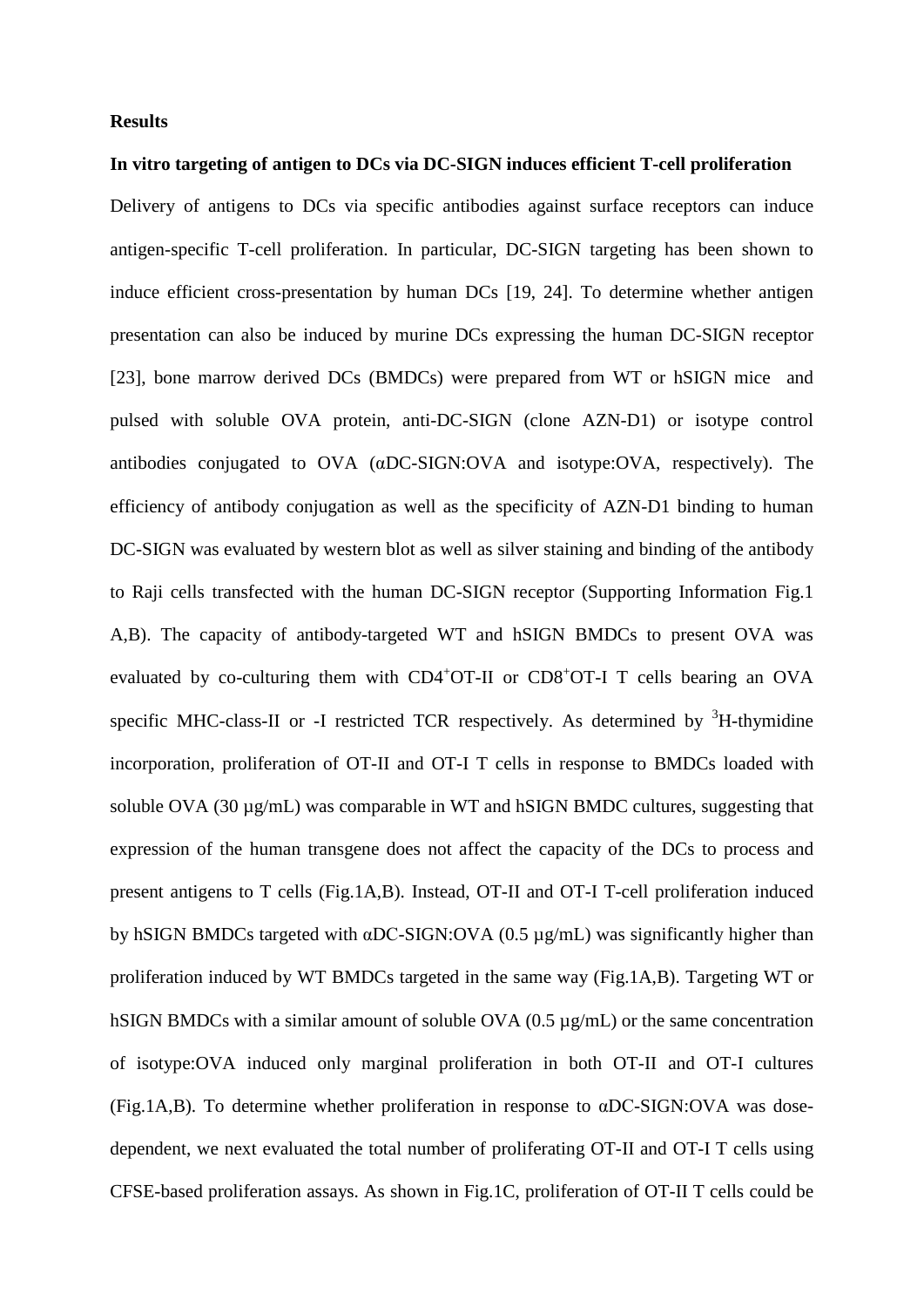**Results**

**In vitro targeting of antigen to DCs via DC-SIGN induces efficient T-cell proliferation**

Delivery of antigens to DCs via specific antibodies against surface receptors can induce antigen-specific T-cell proliferation. In particular, DC-SIGN targeting has been shown to induce efficient cross-presentation by human DCs [19, 24]. To determine whether antigen presentation can also be induced by murine DCs expressing the human DC-SIGN receptor [23], bone marrow derived DCs (BMDCs) were prepared from WT or hSIGN mice and pulsed with soluble OVA protein, anti-DC-SIGN (clone AZN-D1) or isotype control antibodies conjugated to OVA (αDC-SIGN:OVA and isotype:OVA, respectively). The efficiency of antibody conjugation as well as the specificity of AZN-D1 binding to human DC-SIGN was evaluated by western blot as well as silver staining and binding of the antibody to Raji cells transfected with the human DC-SIGN receptor (Supporting Information Fig.1 A,B). The capacity of antibody-targeted WT and hSIGN BMDCs to present OVA was evaluated by co-culturing them with $CD4^+$OT-II or $CD8^+$OT-I T cells bearing an OVA specific MHC-class-II or -I restricted TCR respectively. As determined by $^3$H-thymidine incorporation, proliferation of OT-II and OT-I T cells in response to BMDCs loaded with soluble OVA (30 µg/mL) was comparable in WT and hSIGN BMDC cultures, suggesting that expression of the human transgene does not affect the capacity of the DCs to process and present antigens to T cells (Fig.1A,B). Instead, OT-II and OT-I T-cell proliferation induced by hSIGN BMDCs targeted with αDC-SIGN:OVA (0.5 µg/mL) was significantly higher than proliferation induced by WT BMDCs targeted in the same way (Fig.1A,B). Targeting WT or hSIGN BMDCs with a similar amount of soluble OVA (0.5 µg/mL) or the same concentration of isotype:OVA induced only marginal proliferation in both OT-II and OT-I cultures (Fig.1A,B). To determine whether proliferation in response to αDC-SIGN:OVA was dose-dependent, we next evaluated the total number of proliferating OT-II and OT-I T cells using CFSE-based proliferation assays. As shown in Fig.1C, proliferation of OT-II T cells could be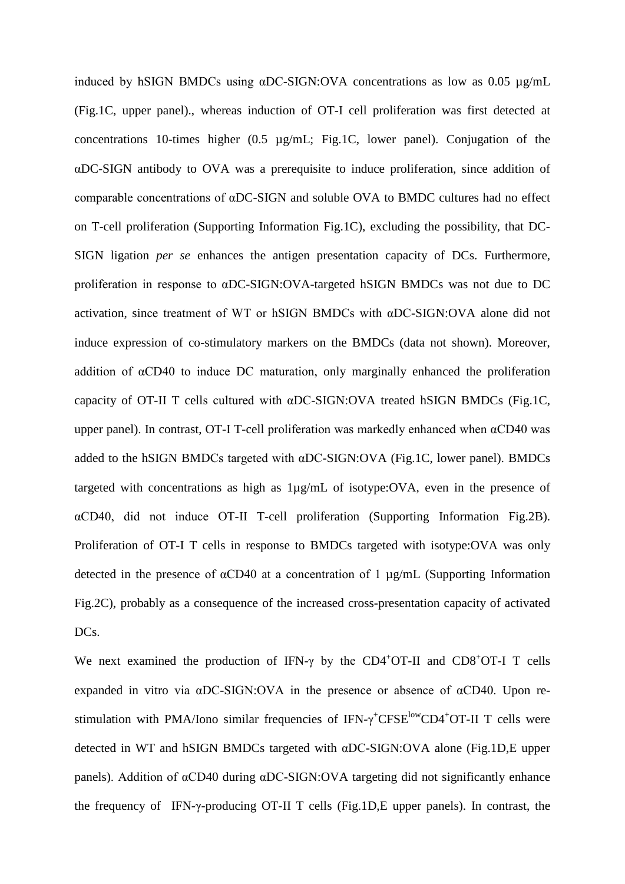induced by hSIGN BMDCs using αDC-SIGN:OVA concentrations as low as 0.05 µg/mL (Fig.1C, upper panel)., whereas induction of OT-I cell proliferation was first detected at concentrations 10-times higher (0.5 µg/mL; Fig.1C, lower panel). Conjugation of the αDC-SIGN antibody to OVA was a prerequisite to induce proliferation, since addition of comparable concentrations of αDC-SIGN and soluble OVA to BMDC cultures had no effect on T-cell proliferation (Supporting Information Fig.1C), excluding the possibility, that DC-SIGN ligation *per se* enhances the antigen presentation capacity of DCs. Furthermore, proliferation in response to αDC-SIGN:OVA-targeted hSIGN BMDCs was not due to DC activation, since treatment of WT or hSIGN BMDCs with αDC-SIGN:OVA alone did not induce expression of co-stimulatory markers on the BMDCs (data not shown). Moreover, addition of αCD40 to induce DC maturation, only marginally enhanced the proliferation capacity of OT-II T cells cultured with αDC-SIGN:OVA treated hSIGN BMDCs (Fig.1C, upper panel). In contrast, OT-I T-cell proliferation was markedly enhanced when αCD40 was added to the hSIGN BMDCs targeted with αDC-SIGN:OVA (Fig.1C, lower panel). BMDCs targeted with concentrations as high as 1µg/mL of isotype:OVA, even in the presence of αCD40, did not induce OT-II T-cell proliferation (Supporting Information Fig.2B). Proliferation of OT-I T cells in response to BMDCs targeted with isotype:OVA was only detected in the presence of αCD40 at a concentration of 1 µg/mL (Supporting Information Fig.2C), probably as a consequence of the increased cross-presentation capacity of activated DCs.

We next examined the production of IFN-γ by the $CD4^+$OT-II and $CD8^+$OT-I T cells expanded in vitro via αDC-SIGN:OVA in the presence or absence of αCD40. Upon re-stimulation with PMA/Iono similar frequencies of IFN-$\gamma^+$CFSE$^{low}$CD4$^+$OT-II T cells were detected in WT and hSIGN BMDCs targeted with αDC-SIGN:OVA alone (Fig.1D,E upper panels). Addition of αCD40 during αDC-SIGN:OVA targeting did not significantly enhance the frequency of IFN-γ-producing OT-II T cells (Fig.1D,E upper panels). In contrast, the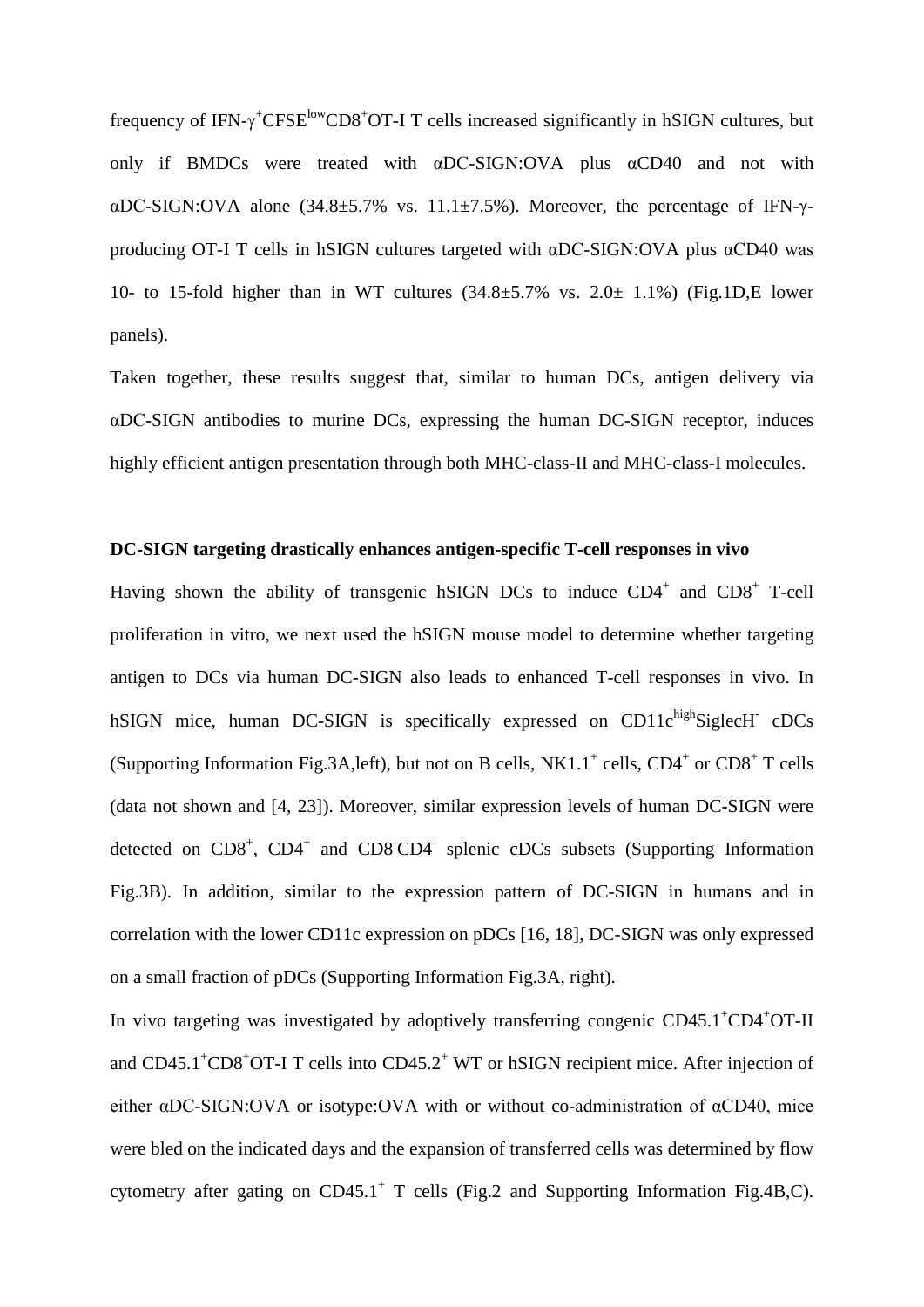frequency of IFN-$\gamma^+$CFSE$^{low}$CD8$^+$OT-I T cells increased significantly in hSIGN cultures, but only if BMDCs were treated with αDC-SIGN:OVA plus αCD40 and not with αDC-SIGN:OVA alone (34.8±5.7% vs. 11.1±7.5%). Moreover, the percentage of IFN-γ-producing OT-I T cells in hSIGN cultures targeted with αDC-SIGN:OVA plus αCD40 was 10- to 15-fold higher than in WT cultures (34.8±5.7% vs. 2.0± 1.1%) (Fig.1D,E lower panels).

Taken together, these results suggest that, similar to human DCs, antigen delivery via αDC-SIGN antibodies to murine DCs, expressing the human DC-SIGN receptor, induces highly efficient antigen presentation through both MHC-class-II and MHC-class-I molecules.

**DC-SIGN targeting drastically enhances antigen-specific T-cell responses in vivo**

Having shown the ability of transgenic hSIGN DCs to induce CD4$^+$ and CD8$^+$ T-cell proliferation in vitro, we next used the hSIGN mouse model to determine whether targeting antigen to DCs via human DC-SIGN also leads to enhanced T-cell responses in vivo. In hSIGN mice, human DC-SIGN is specifically expressed on CD11c$^{high}$SiglecH$^-$ cDCs (Supporting Information Fig.3A,left), but not on B cells, NK1.1$^+$ cells, CD4$^+$ or CD8$^+$ T cells (data not shown and [4, 23]). Moreover, similar expression levels of human DC-SIGN were detected on CD8$^+$, CD4$^+$ and CD8$^-$CD4$^-$ splenic cDCs subsets (Supporting Information Fig.3B). In addition, similar to the expression pattern of DC-SIGN in humans and in correlation with the lower CD11c expression on pDCs [16, 18], DC-SIGN was only expressed on a small fraction of pDCs (Supporting Information Fig.3A, right).

In vivo targeting was investigated by adoptively transferring congenic CD45.1$^+$CD4$^+$OT-II and CD45.1$^+$CD8$^+$OT-I T cells into CD45.2$^+$ WT or hSIGN recipient mice. After injection of either αDC-SIGN:OVA or isotype:OVA with or without co-administration of αCD40, mice were bled on the indicated days and the expansion of transferred cells was determined by flow cytometry after gating on CD45.1$^+$ T cells (Fig.2 and Supporting Information Fig.4B,C).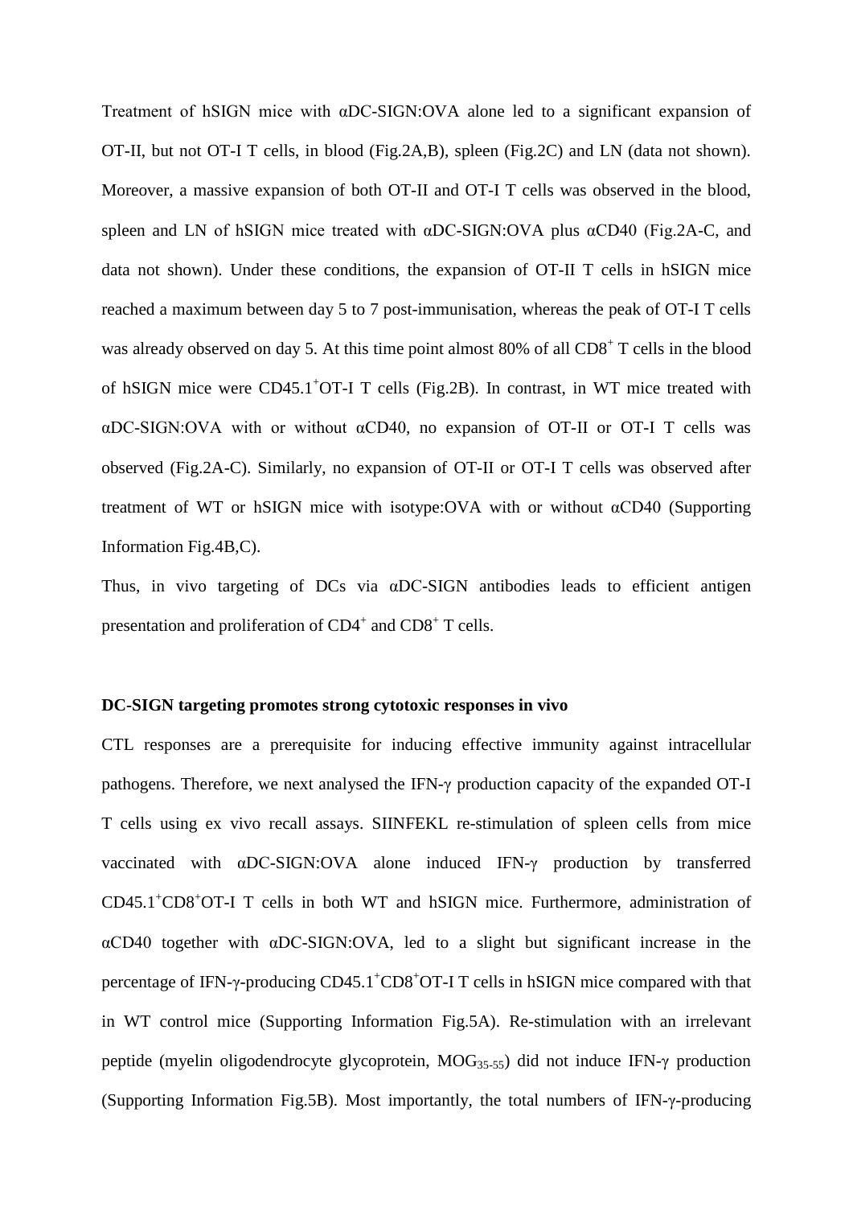Treatment of hSIGN mice with αDC-SIGN:OVA alone led to a significant expansion of OT-II, but not OT-I T cells, in blood (Fig.2A,B), spleen (Fig.2C) and LN (data not shown). Moreover, a massive expansion of both OT-II and OT-I T cells was observed in the blood, spleen and LN of hSIGN mice treated with αDC-SIGN:OVA plus αCD40 (Fig.2A-C, and data not shown). Under these conditions, the expansion of OT-II T cells in hSIGN mice reached a maximum between day 5 to 7 post-immunisation, whereas the peak of OT-I T cells was already observed on day 5. At this time point almost 80% of all $CD8^+$ T cells in the blood of hSIGN mice were $CD45.1^+$OT-I T cells (Fig.2B). In contrast, in WT mice treated with αDC-SIGN:OVA with or without αCD40, no expansion of OT-II or OT-I T cells was observed (Fig.2A-C). Similarly, no expansion of OT-II or OT-I T cells was observed after treatment of WT or hSIGN mice with isotype:OVA with or without αCD40 (Supporting Information Fig.4B,C).

Thus, in vivo targeting of DCs via αDC-SIGN antibodies leads to efficient antigen presentation and proliferation of $CD4^+$ and $CD8^+$ T cells.

**DC-SIGN targeting promotes strong cytotoxic responses in vivo**

CTL responses are a prerequisite for inducing effective immunity against intracellular pathogens. Therefore, we next analysed the IFN-γ production capacity of the expanded OT-I T cells using ex vivo recall assays. SIINFEKL re-stimulation of spleen cells from mice vaccinated with αDC-SIGN:OVA alone induced IFN-γ production by transferred $CD45.1^+CD8^+$OT-I T cells in both WT and hSIGN mice. Furthermore, administration of αCD40 together with αDC-SIGN:OVA, led to a slight but significant increase in the percentage of IFN-γ-producing $CD45.1^+CD8^+$OT-I T cells in hSIGN mice compared with that in WT control mice (Supporting Information Fig.5A). Re-stimulation with an irrelevant peptide (myelin oligodendrocyte glycoprotein, $MOG_{35\text{-}55}$) did not induce IFN-γ production (Supporting Information Fig.5B). Most importantly, the total numbers of IFN-γ-producing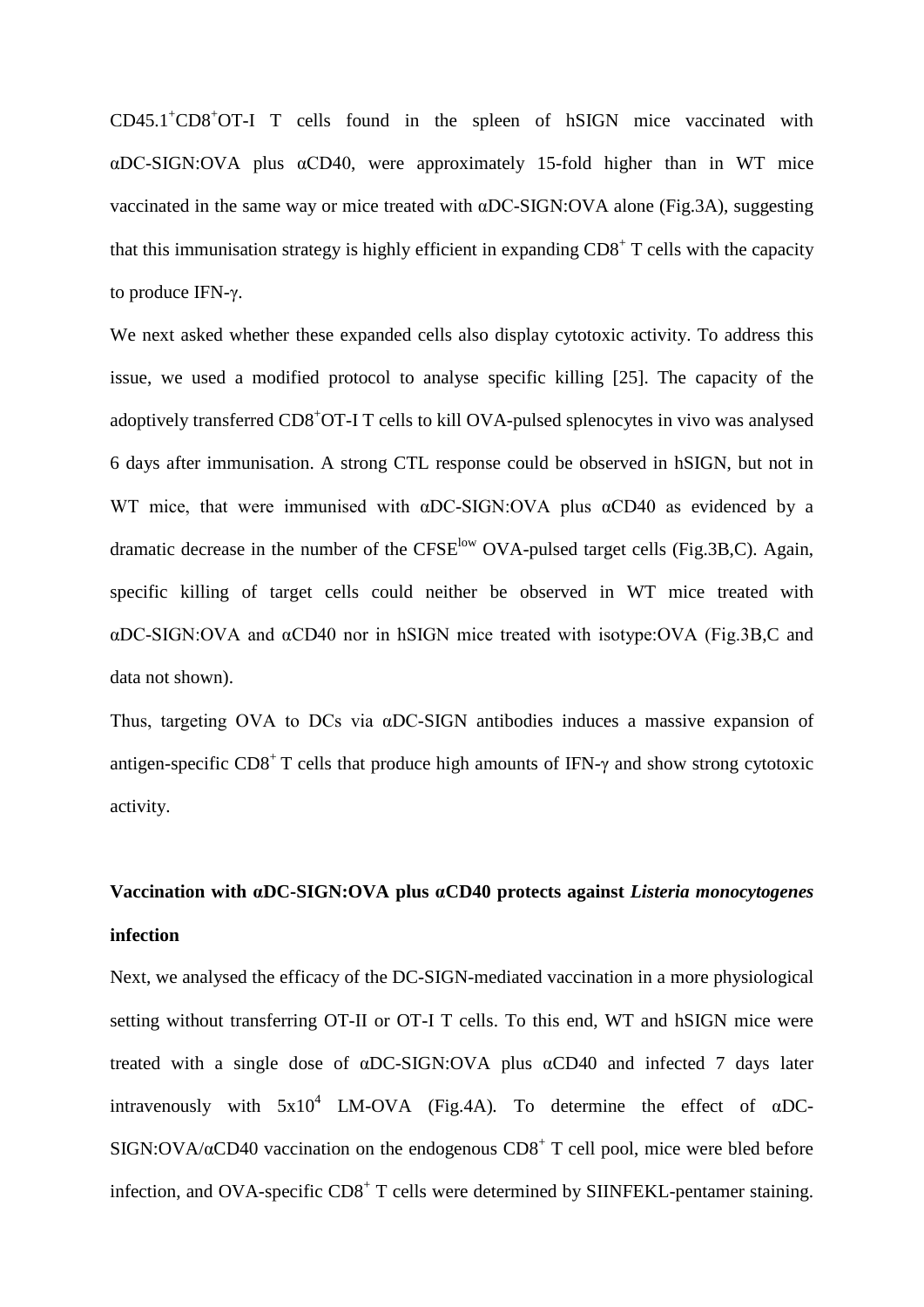$CD45.1^+CD8^+$OT-I T cells found in the spleen of hSIGN mice vaccinated with αDC-SIGN:OVA plus αCD40, were approximately 15-fold higher than in WT mice vaccinated in the same way or mice treated with αDC-SIGN:OVA alone (Fig.3A), suggesting that this immunisation strategy is highly efficient in expanding $CD8^+$ T cells with the capacity to produce IFN-γ.

We next asked whether these expanded cells also display cytotoxic activity. To address this issue, we used a modified protocol to analyse specific killing [25]. The capacity of the adoptively transferred $CD8^+$OT-I T cells to kill OVA-pulsed splenocytes in vivo was analysed 6 days after immunisation. A strong CTL response could be observed in hSIGN, but not in WT mice, that were immunised with αDC-SIGN:OVA plus αCD40 as evidenced by a dramatic decrease in the number of the $CFSE^{low}$ OVA-pulsed target cells (Fig.3B,C). Again, specific killing of target cells could neither be observed in WT mice treated with αDC-SIGN:OVA and αCD40 nor in hSIGN mice treated with isotype:OVA (Fig.3B,C and data not shown).

Thus, targeting OVA to DCs via αDC-SIGN antibodies induces a massive expansion of antigen-specific $CD8^+$ T cells that produce high amounts of IFN-γ and show strong cytotoxic activity.

## Vaccination with αDC-SIGN:OVA plus αCD40 protects against *Listeria monocytogenes* infection

Next, we analysed the efficacy of the DC-SIGN-mediated vaccination in a more physiological setting without transferring OT-II or OT-I T cells. To this end, WT and hSIGN mice were treated with a single dose of αDC-SIGN:OVA plus αCD40 and infected 7 days later intravenously with $5x10^4$ LM-OVA (Fig.4A). To determine the effect of αDC-SIGN:OVA/αCD40 vaccination on the endogenous $CD8^+$ T cell pool, mice were bled before infection, and OVA-specific $CD8^+$ T cells were determined by SIINFEKL-pentamer staining.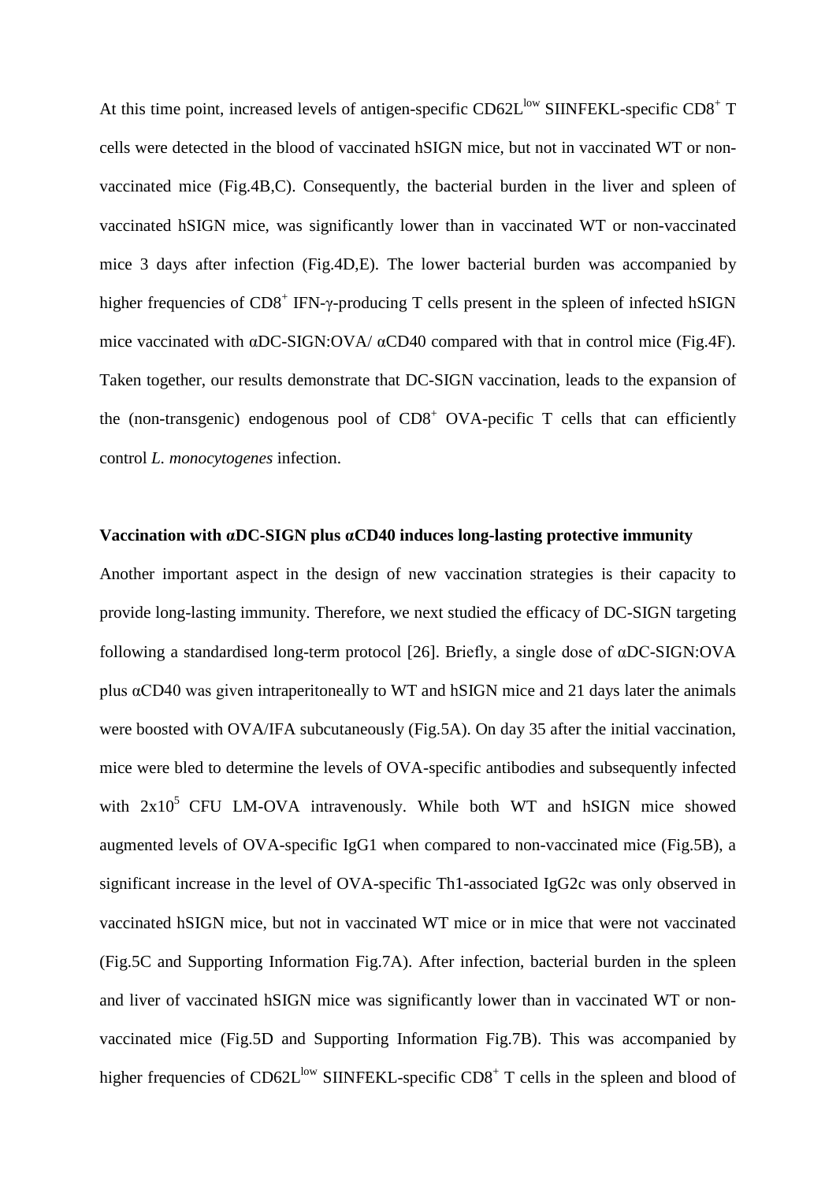At this time point, increased levels of antigen-specific $CD62L^{low}$ SIINFEKL-specific $CD8^+$ T cells were detected in the blood of vaccinated hSIGN mice, but not in vaccinated WT or non-vaccinated mice (Fig.4B,C). Consequently, the bacterial burden in the liver and spleen of vaccinated hSIGN mice, was significantly lower than in vaccinated WT or non-vaccinated mice 3 days after infection (Fig.4D,E). The lower bacterial burden was accompanied by higher frequencies of $CD8^+$ IFN-γ-producing T cells present in the spleen of infected hSIGN mice vaccinated with αDC-SIGN:OVA/ αCD40 compared with that in control mice (Fig.4F). Taken together, our results demonstrate that DC-SIGN vaccination, leads to the expansion of the (non-transgenic) endogenous pool of $CD8^+$ OVA-pecific T cells that can efficiently control *L. monocytogenes* infection.

**Vaccination with αDC-SIGN plus αCD40 induces long-lasting protective immunity**

Another important aspect in the design of new vaccination strategies is their capacity to provide long-lasting immunity. Therefore, we next studied the efficacy of DC-SIGN targeting following a standardised long-term protocol [26]. Briefly, a single dose of αDC-SIGN:OVA plus αCD40 was given intraperitoneally to WT and hSIGN mice and 21 days later the animals were boosted with OVA/IFA subcutaneously (Fig.5A). On day 35 after the initial vaccination, mice were bled to determine the levels of OVA-specific antibodies and subsequently infected with $2x10^5$ CFU LM-OVA intravenously. While both WT and hSIGN mice showed augmented levels of OVA-specific IgG1 when compared to non-vaccinated mice (Fig.5B), a significant increase in the level of OVA-specific Th1-associated IgG2c was only observed in vaccinated hSIGN mice, but not in vaccinated WT mice or in mice that were not vaccinated (Fig.5C and Supporting Information Fig.7A). After infection, bacterial burden in the spleen and liver of vaccinated hSIGN mice was significantly lower than in vaccinated WT or non-vaccinated mice (Fig.5D and Supporting Information Fig.7B). This was accompanied by higher frequencies of $CD62L^{low}$ SIINFEKL-specific $CD8^+$ T cells in the spleen and blood of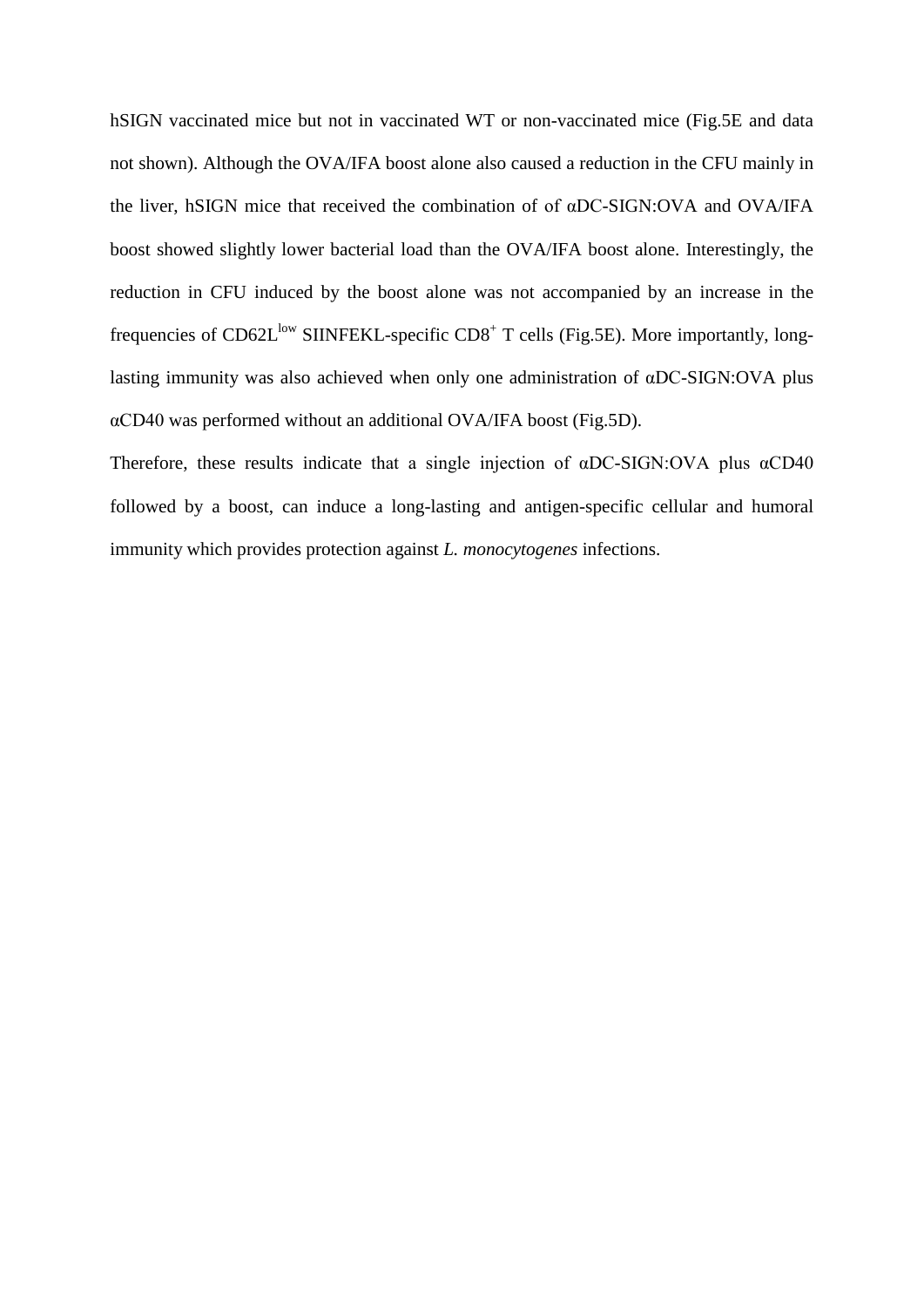hSIGN vaccinated mice but not in vaccinated WT or non-vaccinated mice (Fig.5E and data not shown). Although the OVA/IFA boost alone also caused a reduction in the CFU mainly in the liver, hSIGN mice that received the combination of of αDC-SIGN:OVA and OVA/IFA boost showed slightly lower bacterial load than the OVA/IFA boost alone. Interestingly, the reduction in CFU induced by the boost alone was not accompanied by an increase in the frequencies of CD62L$^{low}$ SIINFEKL-specific CD8$^{+}$ T cells (Fig.5E). More importantly, long-lasting immunity was also achieved when only one administration of αDC-SIGN:OVA plus αCD40 was performed without an additional OVA/IFA boost (Fig.5D).

Therefore, these results indicate that a single injection of αDC-SIGN:OVA plus αCD40 followed by a boost, can induce a long-lasting and antigen-specific cellular and humoral immunity which provides protection against *L. monocytogenes* infections.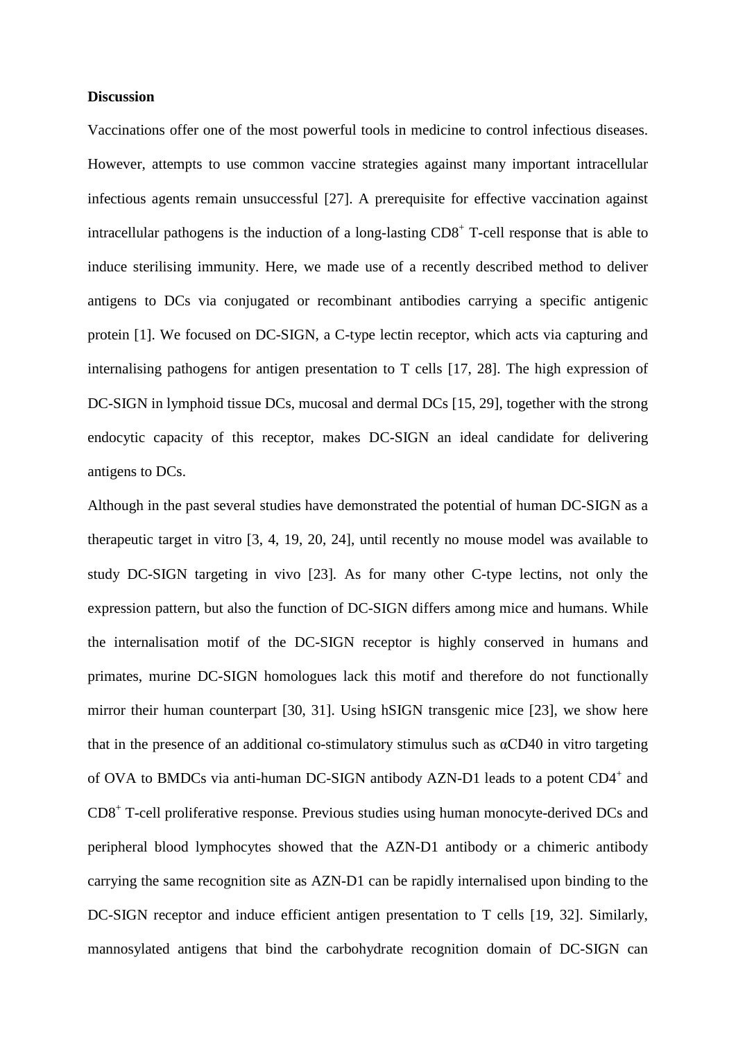**Discussion**

Vaccinations offer one of the most powerful tools in medicine to control infectious diseases. However, attempts to use common vaccine strategies against many important intracellular infectious agents remain unsuccessful [27]. A prerequisite for effective vaccination against intracellular pathogens is the induction of a long-lasting $CD8^+$ T-cell response that is able to induce sterilising immunity. Here, we made use of a recently described method to deliver antigens to DCs via conjugated or recombinant antibodies carrying a specific antigenic protein [1]. We focused on DC-SIGN, a C-type lectin receptor, which acts via capturing and internalising pathogens for antigen presentation to T cells [17, 28]. The high expression of DC-SIGN in lymphoid tissue DCs, mucosal and dermal DCs [15, 29], together with the strong endocytic capacity of this receptor, makes DC-SIGN an ideal candidate for delivering antigens to DCs.

Although in the past several studies have demonstrated the potential of human DC-SIGN as a therapeutic target in vitro [3, 4, 19, 20, 24], until recently no mouse model was available to study DC-SIGN targeting in vivo [23]. As for many other C-type lectins, not only the expression pattern, but also the function of DC-SIGN differs among mice and humans. While the internalisation motif of the DC-SIGN receptor is highly conserved in humans and primates, murine DC-SIGN homologues lack this motif and therefore do not functionally mirror their human counterpart [30, 31]. Using hSIGN transgenic mice [23], we show here that in the presence of an additional co-stimulatory stimulus such as αCD40 in vitro targeting of OVA to BMDCs via anti-human DC-SIGN antibody AZN-D1 leads to a potent $CD4^+$ and $CD8^+$ T-cell proliferative response. Previous studies using human monocyte-derived DCs and peripheral blood lymphocytes showed that the AZN-D1 antibody or a chimeric antibody carrying the same recognition site as AZN-D1 can be rapidly internalised upon binding to the DC-SIGN receptor and induce efficient antigen presentation to T cells [19, 32]. Similarly, mannosylated antigens that bind the carbohydrate recognition domain of DC-SIGN can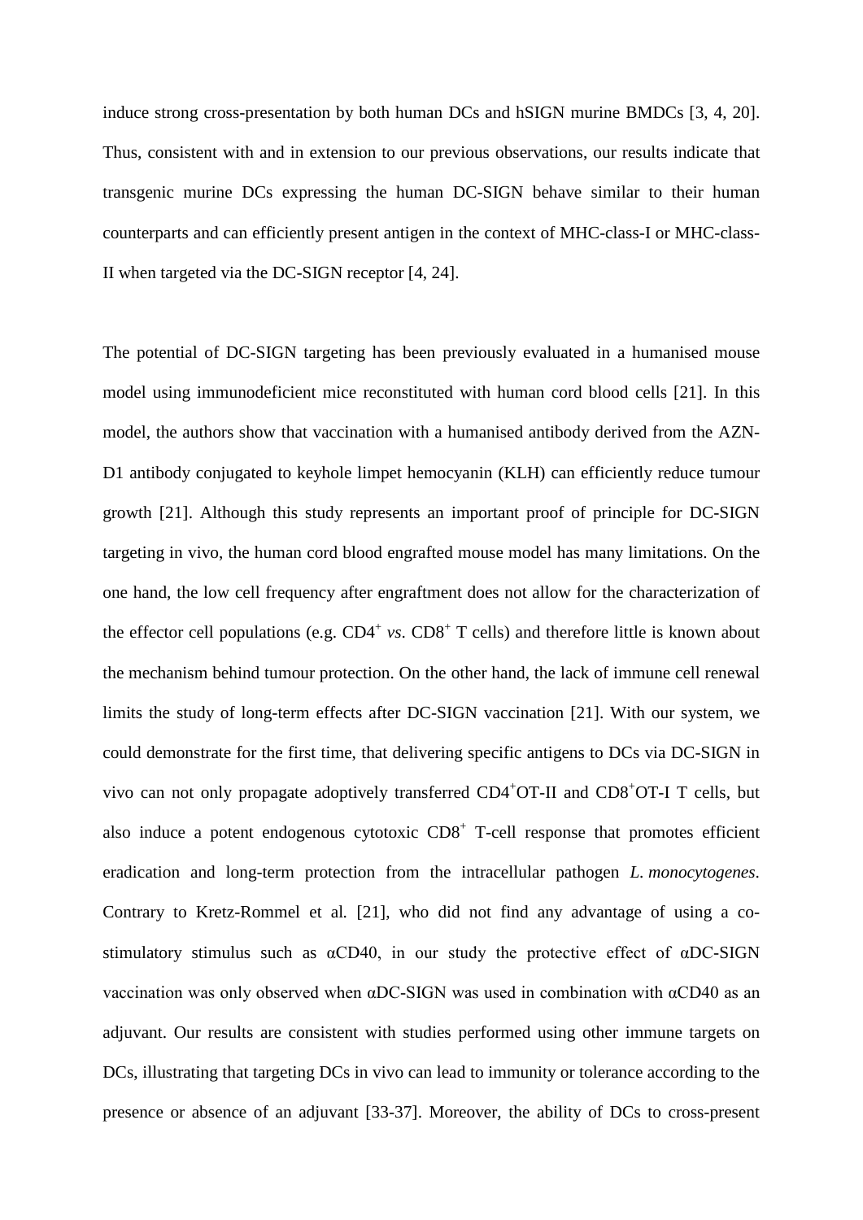induce strong cross-presentation by both human DCs and hSIGN murine BMDCs [3, 4, 20]. Thus, consistent with and in extension to our previous observations, our results indicate that transgenic murine DCs expressing the human DC-SIGN behave similar to their human counterparts and can efficiently present antigen in the context of MHC-class-I or MHC-class-II when targeted via the DC-SIGN receptor [4, 24].

The potential of DC-SIGN targeting has been previously evaluated in a humanised mouse model using immunodeficient mice reconstituted with human cord blood cells [21]. In this model, the authors show that vaccination with a humanised antibody derived from the AZN-D1 antibody conjugated to keyhole limpet hemocyanin (KLH) can efficiently reduce tumour growth [21]. Although this study represents an important proof of principle for DC-SIGN targeting in vivo, the human cord blood engrafted mouse model has many limitations. On the one hand, the low cell frequency after engraftment does not allow for the characterization of the effector cell populations (e.g. $CD4^+$ *vs*. $CD8^+$ T cells) and therefore little is known about the mechanism behind tumour protection. On the other hand, the lack of immune cell renewal limits the study of long-term effects after DC-SIGN vaccination [21]. With our system, we could demonstrate for the first time, that delivering specific antigens to DCs via DC-SIGN in vivo can not only propagate adoptively transferred $CD4^+$OT-II and $CD8^+$OT-I T cells, but also induce a potent endogenous cytotoxic $CD8^+$ T-cell response that promotes efficient eradication and long-term protection from the intracellular pathogen *L. monocytogenes*. Contrary to Kretz-Rommel et al. [21], who did not find any advantage of using a co-stimulatory stimulus such as αCD40, in our study the protective effect of αDC-SIGN vaccination was only observed when αDC-SIGN was used in combination with αCD40 as an adjuvant. Our results are consistent with studies performed using other immune targets on DCs, illustrating that targeting DCs in vivo can lead to immunity or tolerance according to the presence or absence of an adjuvant [33-37]. Moreover, the ability of DCs to cross-present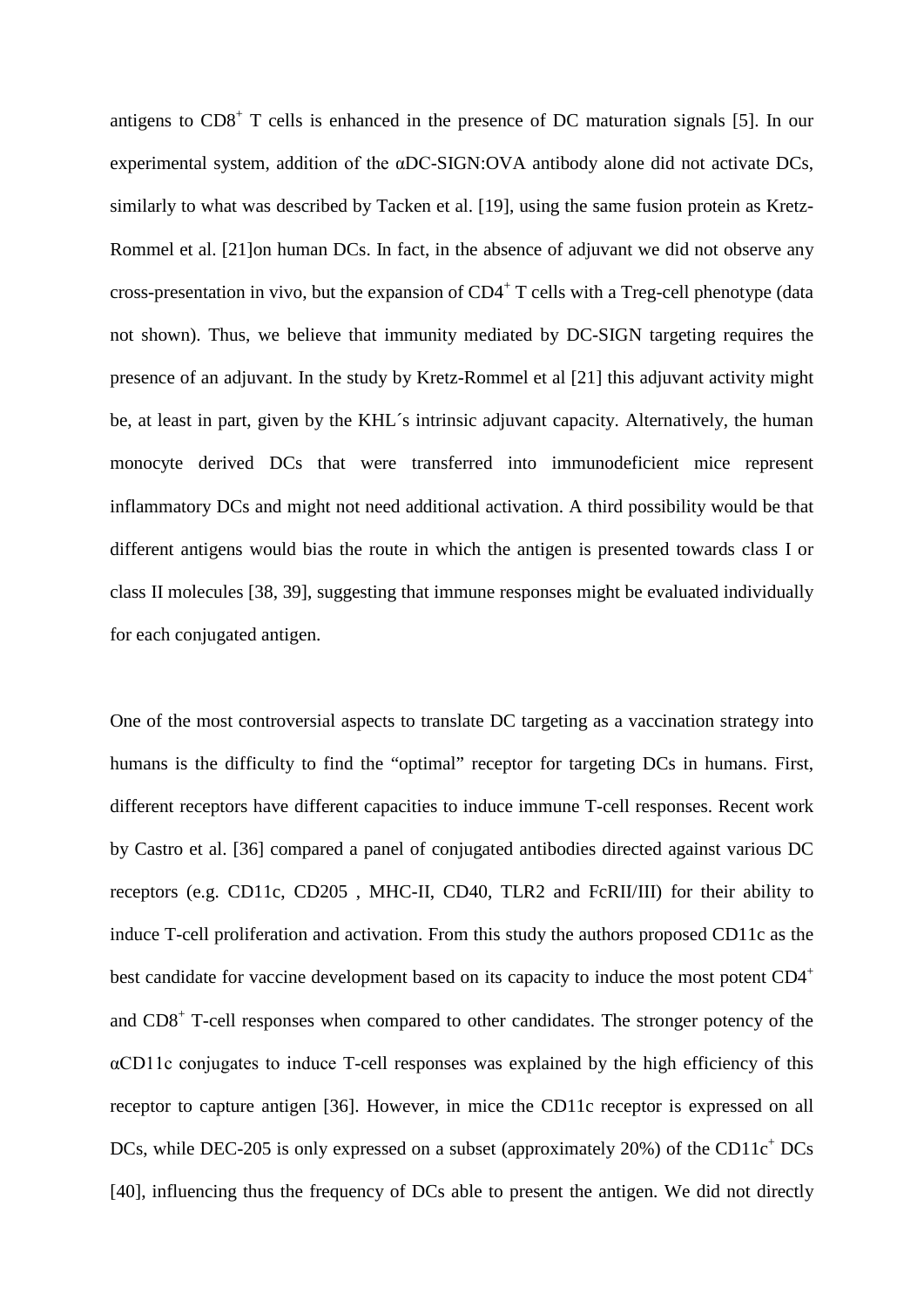antigens to $CD8^+$ T cells is enhanced in the presence of DC maturation signals [5]. In our experimental system, addition of the αDC-SIGN:OVA antibody alone did not activate DCs, similarly to what was described by Tacken et al. [19], using the same fusion protein as Kretz-Rommel et al. [21]on human DCs. In fact, in the absence of adjuvant we did not observe any cross-presentation in vivo, but the expansion of $CD4^+$ T cells with a Treg-cell phenotype (data not shown). Thus, we believe that immunity mediated by DC-SIGN targeting requires the presence of an adjuvant. In the study by Kretz-Rommel et al [21] this adjuvant activity might be, at least in part, given by the KHL´s intrinsic adjuvant capacity. Alternatively, the human monocyte derived DCs that were transferred into immunodeficient mice represent inflammatory DCs and might not need additional activation. A third possibility would be that different antigens would bias the route in which the antigen is presented towards class I or class II molecules [38, 39], suggesting that immune responses might be evaluated individually for each conjugated antigen.

One of the most controversial aspects to translate DC targeting as a vaccination strategy into humans is the difficulty to find the "optimal" receptor for targeting DCs in humans. First, different receptors have different capacities to induce immune T-cell responses. Recent work by Castro et al. [36] compared a panel of conjugated antibodies directed against various DC receptors (e.g. CD11c, CD205 , MHC-II, CD40, TLR2 and FcRII/III) for their ability to induce T-cell proliferation and activation. From this study the authors proposed CD11c as the best candidate for vaccine development based on its capacity to induce the most potent $CD4^+$ and $CD8^+$ T-cell responses when compared to other candidates. The stronger potency of the αCD11c conjugates to induce T-cell responses was explained by the high efficiency of this receptor to capture antigen [36]. However, in mice the CD11c receptor is expressed on all DCs, while DEC-205 is only expressed on a subset (approximately 20%) of the $CD11c^+$ DCs [40], influencing thus the frequency of DCs able to present the antigen. We did not directly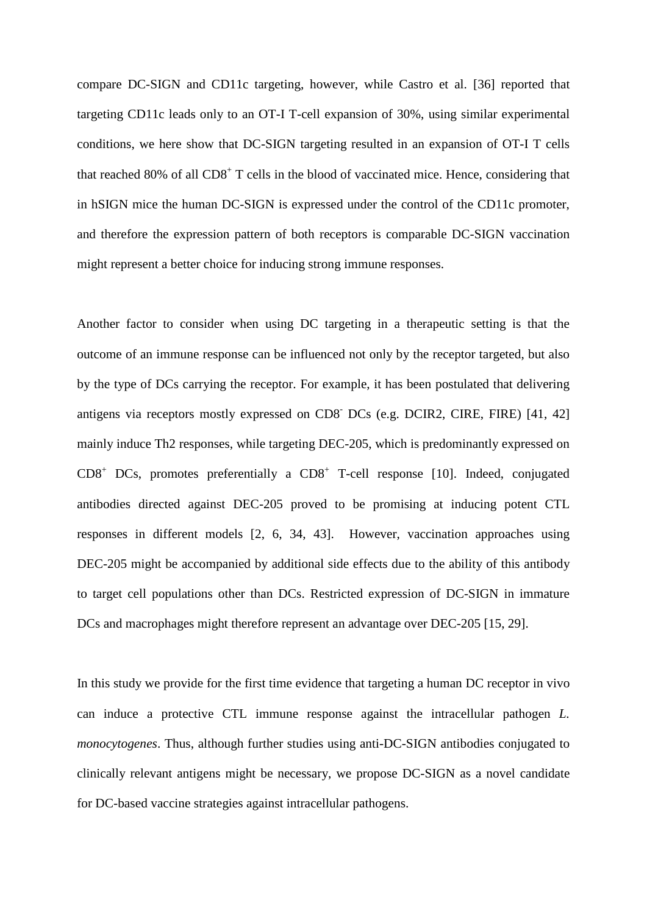compare DC-SIGN and CD11c targeting, however, while Castro et al. [36] reported that targeting CD11c leads only to an OT-I T-cell expansion of 30%, using similar experimental conditions, we here show that DC-SIGN targeting resulted in an expansion of OT-I T cells that reached 80% of all $CD8^+$ T cells in the blood of vaccinated mice. Hence, considering that in hSIGN mice the human DC-SIGN is expressed under the control of the CD11c promoter, and therefore the expression pattern of both receptors is comparable DC-SIGN vaccination might represent a better choice for inducing strong immune responses.

Another factor to consider when using DC targeting in a therapeutic setting is that the outcome of an immune response can be influenced not only by the receptor targeted, but also by the type of DCs carrying the receptor. For example, it has been postulated that delivering antigens via receptors mostly expressed on $CD8^-$ DCs (e.g. DCIR2, CIRE, FIRE) [41, 42] mainly induce Th2 responses, while targeting DEC-205, which is predominantly expressed on $CD8^+$ DCs, promotes preferentially a $CD8^+$ T-cell response [10]. Indeed, conjugated antibodies directed against DEC-205 proved to be promising at inducing potent CTL responses in different models [2, 6, 34, 43]. However, vaccination approaches using DEC-205 might be accompanied by additional side effects due to the ability of this antibody to target cell populations other than DCs. Restricted expression of DC-SIGN in immature DCs and macrophages might therefore represent an advantage over DEC-205 [15, 29].

In this study we provide for the first time evidence that targeting a human DC receptor in vivo can induce a protective CTL immune response against the intracellular pathogen *L. monocytogenes*. Thus, although further studies using anti-DC-SIGN antibodies conjugated to clinically relevant antigens might be necessary, we propose DC-SIGN as a novel candidate for DC-based vaccine strategies against intracellular pathogens.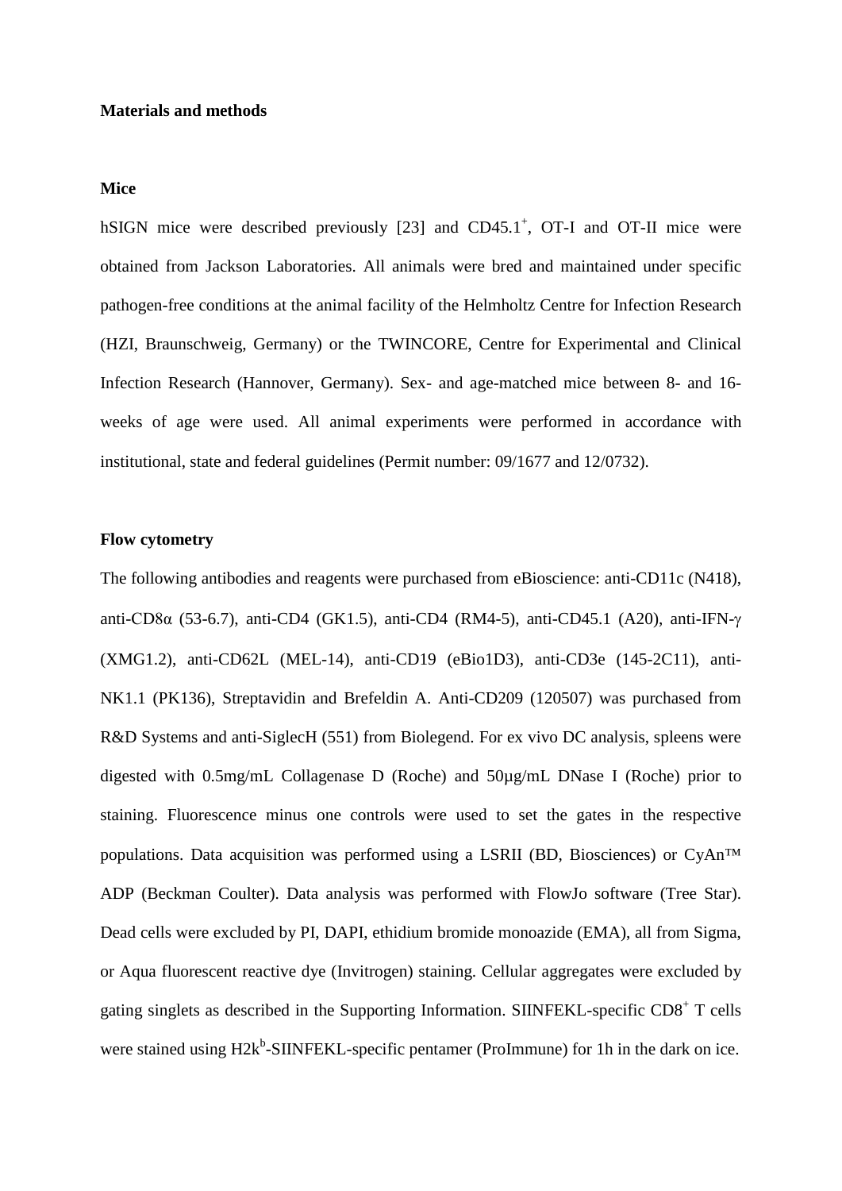## Materials and methods

### Mice

hSIGN mice were described previously [23] and CD45.1$^{+}$, OT-I and OT-II mice were obtained from Jackson Laboratories. All animals were bred and maintained under specific pathogen-free conditions at the animal facility of the Helmholtz Centre for Infection Research (HZI, Braunschweig, Germany) or the TWINCORE, Centre for Experimental and Clinical Infection Research (Hannover, Germany). Sex- and age-matched mice between 8- and 16-weeks of age were used. All animal experiments were performed in accordance with institutional, state and federal guidelines (Permit number: 09/1677 and 12/0732).

### Flow cytometry

The following antibodies and reagents were purchased from eBioscience: anti-CD11c (N418), anti-CD8α (53-6.7), anti-CD4 (GK1.5), anti-CD4 (RM4-5), anti-CD45.1 (A20), anti-IFN-γ (XMG1.2), anti-CD62L (MEL-14), anti-CD19 (eBio1D3), anti-CD3e (145-2C11), anti-NK1.1 (PK136), Streptavidin and Brefeldin A. Anti-CD209 (120507) was purchased from R&D Systems and anti-SiglecH (551) from Biolegend. For ex vivo DC analysis, spleens were digested with 0.5mg/mL Collagenase D (Roche) and 50µg/mL DNase I (Roche) prior to staining. Fluorescence minus one controls were used to set the gates in the respective populations. Data acquisition was performed using a LSRII (BD, Biosciences) or CyAn™ ADP (Beckman Coulter). Data analysis was performed with FlowJo software (Tree Star). Dead cells were excluded by PI, DAPI, ethidium bromide monoazide (EMA), all from Sigma, or Aqua fluorescent reactive dye (Invitrogen) staining. Cellular aggregates were excluded by gating singlets as described in the Supporting Information. SIINFEKL-specific CD8$^{+}$ T cells were stained using H2k$^{b}$-SIINFEKL-specific pentamer (ProImmune) for 1h in the dark on ice.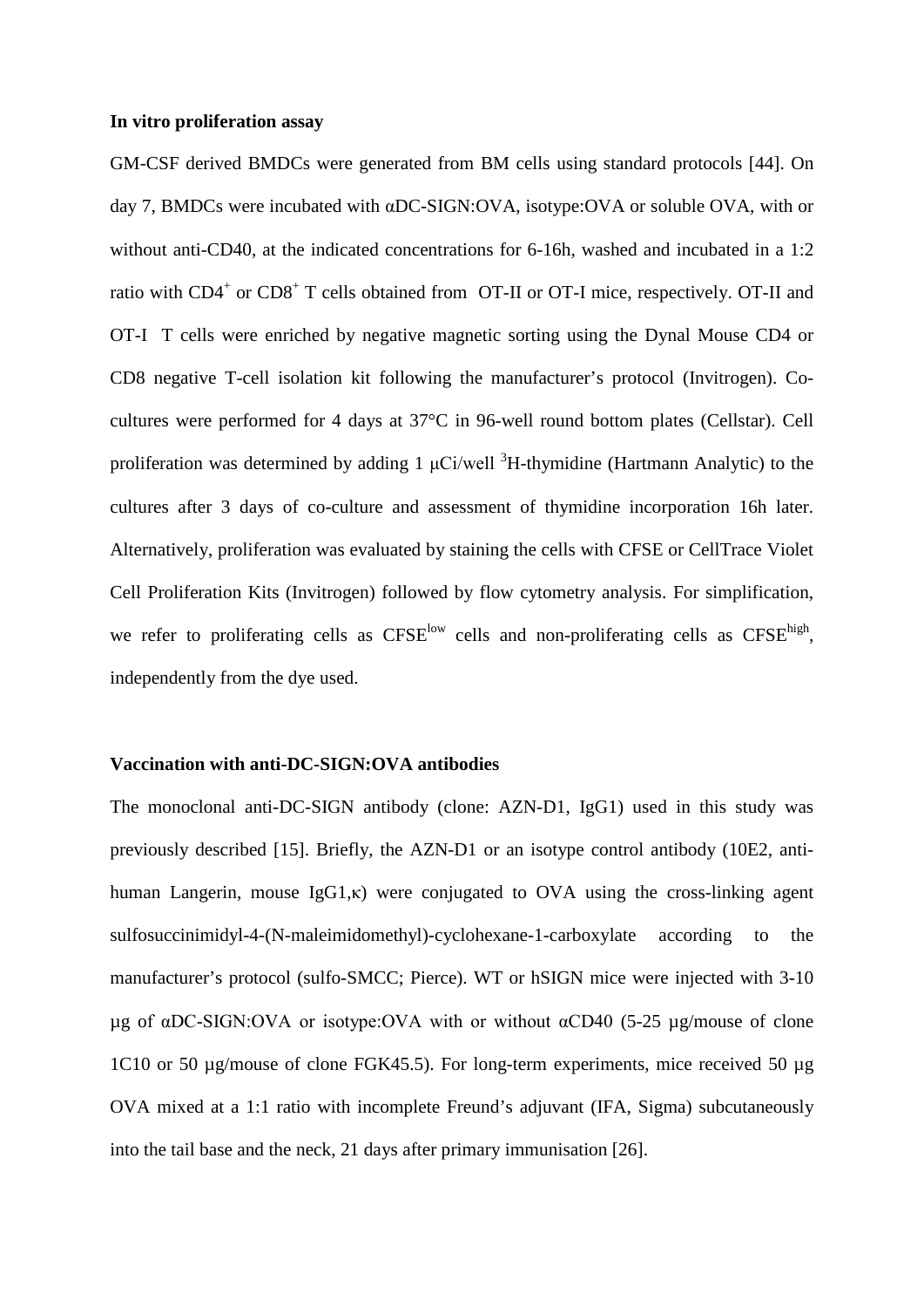**In vitro proliferation assay**

GM-CSF derived BMDCs were generated from BM cells using standard protocols [44]. On day 7, BMDCs were incubated with αDC-SIGN:OVA, isotype:OVA or soluble OVA, with or without anti-CD40, at the indicated concentrations for 6-16h, washed and incubated in a 1:2 ratio with $CD4^+$ or $CD8^+$ T cells obtained from OT-II or OT-I mice, respectively. OT-II and OT-I T cells were enriched by negative magnetic sorting using the Dynal Mouse CD4 or CD8 negative T-cell isolation kit following the manufacturer's protocol (Invitrogen). Co-cultures were performed for 4 days at 37°C in 96-well round bottom plates (Cellstar). Cell proliferation was determined by adding 1 μCi/well $^3$H-thymidine (Hartmann Analytic) to the cultures after 3 days of co-culture and assessment of thymidine incorporation 16h later. Alternatively, proliferation was evaluated by staining the cells with CFSE or CellTrace Violet Cell Proliferation Kits (Invitrogen) followed by flow cytometry analysis. For simplification, we refer to proliferating cells as $CFSE^{low}$ cells and non-proliferating cells as $CFSE^{high}$, independently from the dye used.

**Vaccination with anti-DC-SIGN:OVA antibodies**

The monoclonal anti-DC-SIGN antibody (clone: AZN-D1, IgG1) used in this study was previously described [15]. Briefly, the AZN-D1 or an isotype control antibody (10E2, anti-human Langerin, mouse IgG1,κ) were conjugated to OVA using the cross-linking agent sulfosuccinimidyl-4-(N-maleimidomethyl)-cyclohexane-1-carboxylate according to the manufacturer's protocol (sulfo-SMCC; Pierce). WT or hSIGN mice were injected with 3-10 µg of αDC-SIGN:OVA or isotype:OVA with or without αCD40 (5-25 µg/mouse of clone 1C10 or 50 µg/mouse of clone FGK45.5). For long-term experiments, mice received 50 µg OVA mixed at a 1:1 ratio with incomplete Freund's adjuvant (IFA, Sigma) subcutaneously into the tail base and the neck, 21 days after primary immunisation [26].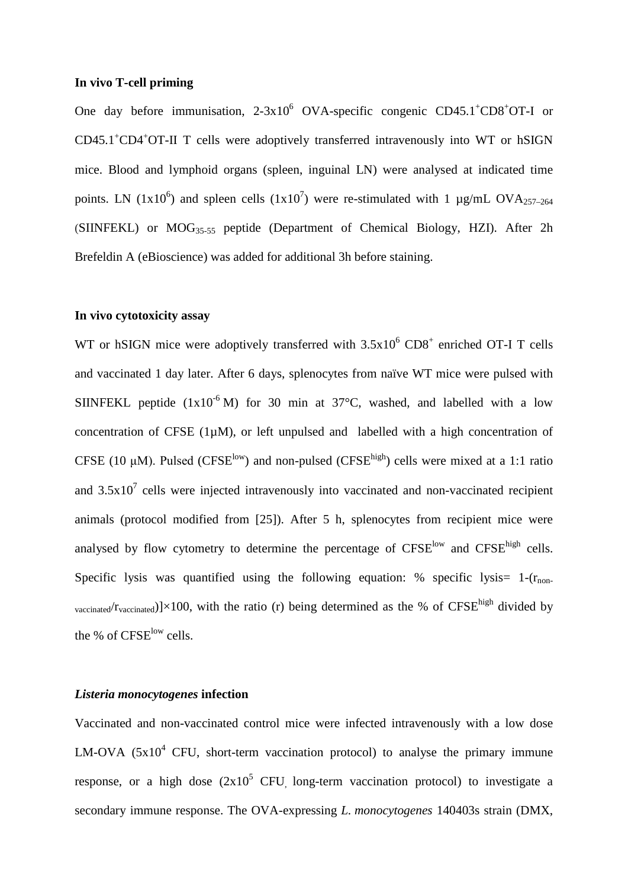### In vivo T-cell priming

One day before immunisation, 2-3x$10^6$ OVA-specific congenic $CD45.1^+CD8^+$OT-I or $CD45.1^+CD4^+$OT-II T cells were adoptively transferred intravenously into WT or hSIGN mice. Blood and lymphoid organs (spleen, inguinal LN) were analysed at indicated time points. LN (1x$10^6$) and spleen cells (1x$10^7$) were re-stimulated with 1 µg/mL $OVA_{257–264}$ (SIINFEKL) or $MOG_{35-55}$ peptide (Department of Chemical Biology, HZI). After 2h Brefeldin A (eBioscience) was added for additional 3h before staining.

### In vivo cytotoxicity assay

WT or hSIGN mice were adoptively transferred with 3.5x$10^6$ $CD8^+$ enriched OT-I T cells and vaccinated 1 day later. After 6 days, splenocytes from naïve WT mice were pulsed with SIINFEKL peptide (1x$10^{-6}$ M) for 30 min at 37°C, washed, and labelled with a low concentration of CFSE (1µM), or left unpulsed and labelled with a high concentration of CFSE (10 µM). Pulsed ($CFSE^{low}$) and non-pulsed ($CFSE^{high}$) cells were mixed at a 1:1 ratio and 3.5x$10^7$ cells were injected intravenously into vaccinated and non-vaccinated recipient animals (protocol modified from [25]). After 5 h, splenocytes from recipient mice were analysed by flow cytometry to determine the percentage of $CFSE^{low}$ and $CFSE^{high}$ cells. Specific lysis was quantified using the following equation: % specific lysis= $1-(r_{non-vaccinated}/r_{vaccinated})]\times 100$, with the ratio (r) being determined as the % of $CFSE^{high}$ divided by the % of $CFSE^{low}$ cells.

### *Listeria monocytogenes* infection

Vaccinated and non-vaccinated control mice were infected intravenously with a low dose LM-OVA (5x$10^4$ CFU, short-term vaccination protocol) to analyse the primary immune response, or a high dose (2x$10^5$ CFU, long-term vaccination protocol) to investigate a secondary immune response. The OVA-expressing *L. monocytogenes* 140403s strain (DMX,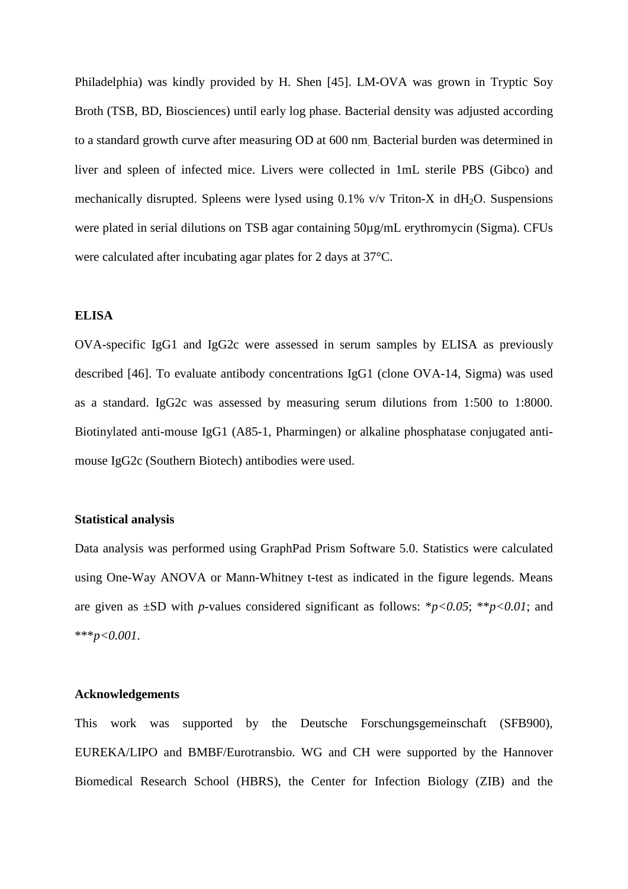Philadelphia) was kindly provided by H. Shen [45]. LM-OVA was grown in Tryptic Soy Broth (TSB, BD, Biosciences) until early log phase. Bacterial density was adjusted according to a standard growth curve after measuring OD at 600 nm. Bacterial burden was determined in liver and spleen of infected mice. Livers were collected in 1mL sterile PBS (Gibco) and mechanically disrupted. Spleens were lysed using 0.1% v/v Triton-X in $dH_2O$. Suspensions were plated in serial dilutions on TSB agar containing 50µg/mL erythromycin (Sigma). CFUs were calculated after incubating agar plates for 2 days at 37°C.

**ELISA**

OVA-specific IgG1 and IgG2c were assessed in serum samples by ELISA as previously described [46]. To evaluate antibody concentrations IgG1 (clone OVA-14, Sigma) was used as a standard. IgG2c was assessed by measuring serum dilutions from 1:500 to 1:8000. Biotinylated anti-mouse IgG1 (A85-1, Pharmingen) or alkaline phosphatase conjugated anti-mouse IgG2c (Southern Biotech) antibodies were used.

**Statistical analysis**

Data analysis was performed using GraphPad Prism Software 5.0. Statistics were calculated using One-Way ANOVA or Mann-Whitney t-test as indicated in the figure legends. Means are given as ±SD with *p*-values considered significant as follows: *$p<0.05$; **$p<0.01$; and ***$p<0.001$.

**Acknowledgements**

This work was supported by the Deutsche Forschungsgemeinschaft (SFB900), EUREKA/LIPO and BMBF/Eurotransbio. WG and CH were supported by the Hannover Biomedical Research School (HBRS), the Center for Infection Biology (ZIB) and the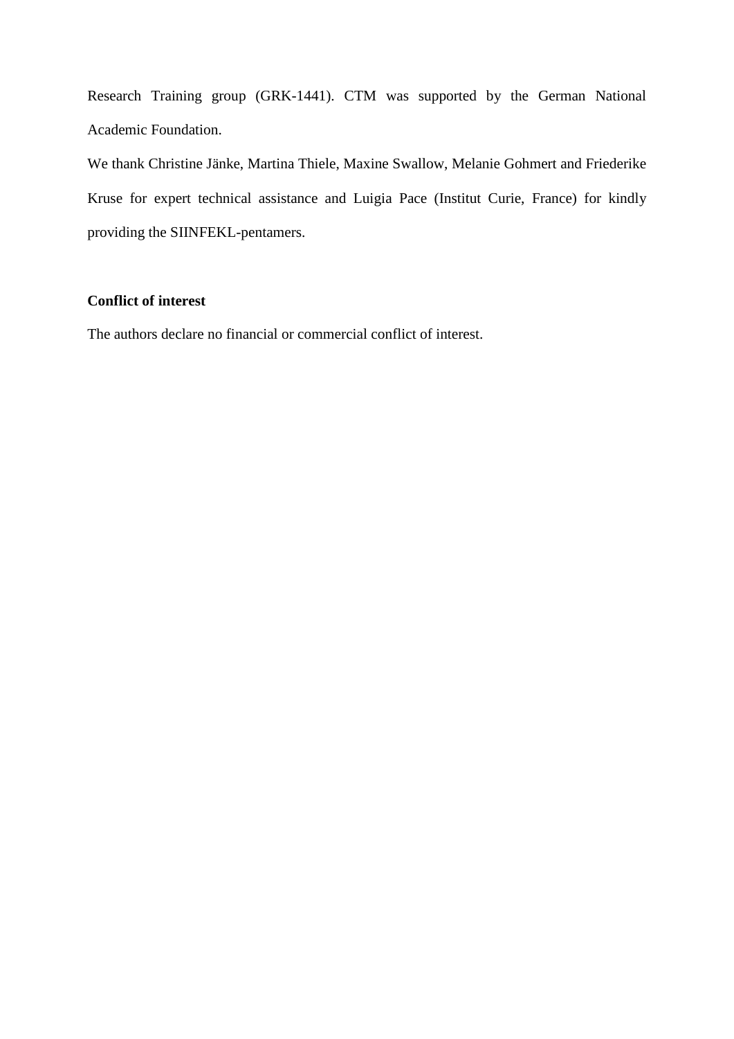Research Training group (GRK-1441). CTM was supported by the German National Academic Foundation.

We thank Christine Jänke, Martina Thiele, Maxine Swallow, Melanie Gohmert and Friederike Kruse for expert technical assistance and Luigia Pace (Institut Curie, France) for kindly providing the SIINFEKL-pentamers.

**Conflict of interest**

The authors declare no financial or commercial conflict of interest.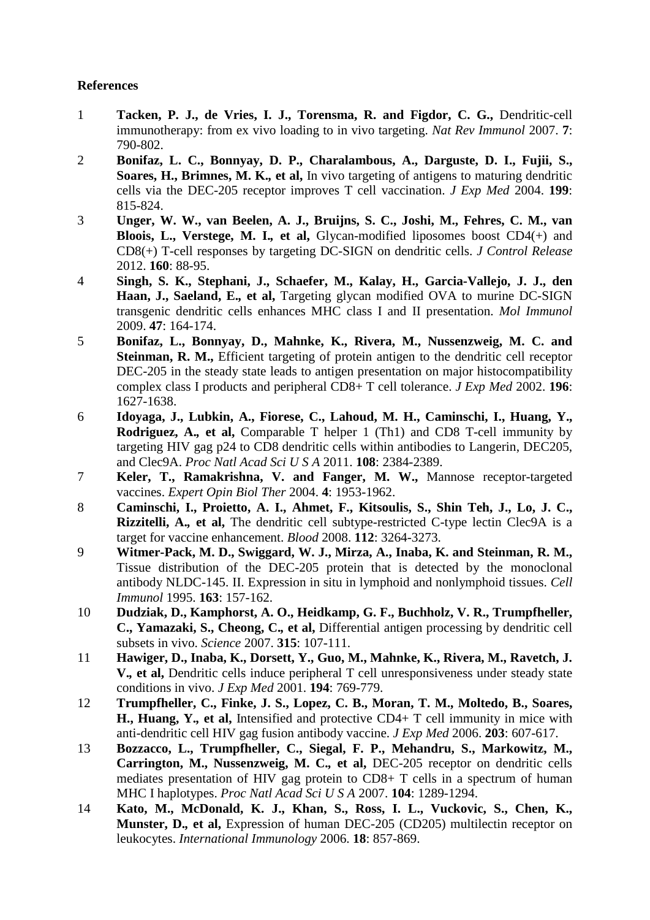**References**

1. **Tacken, P. J., de Vries, I. J., Torensma, R. and Figdor, C. G.,** Dendritic-cell immunotherapy: from ex vivo loading to in vivo targeting. *Nat Rev Immunol* 2007. **7**: 790-802.
2. **Bonifaz, L. C., Bonnyay, D. P., Charalambous, A., Darguste, D. I., Fujii, S., Soares, H., Brimnes, M. K., et al,** In vivo targeting of antigens to maturing dendritic cells via the DEC-205 receptor improves T cell vaccination. *J Exp Med* 2004. **199**: 815-824.
3. **Unger, W. W., van Beelen, A. J., Bruijns, S. C., Joshi, M., Fehres, C. M., van Bloois, L., Verstege, M. I., et al,** Glycan-modified liposomes boost CD4(+) and CD8(+) T-cell responses by targeting DC-SIGN on dendritic cells. *J Control Release* 2012. **160**: 88-95.
4. **Singh, S. K., Stephani, J., Schaefer, M., Kalay, H., Garcia-Vallejo, J. J., den Haan, J., Saeland, E., et al,** Targeting glycan modified OVA to murine DC-SIGN transgenic dendritic cells enhances MHC class I and II presentation. *Mol Immunol* 2009. **47**: 164-174.
5. **Bonifaz, L., Bonnyay, D., Mahnke, K., Rivera, M., Nussenzweig, M. C. and Steinman, R. M.,** Efficient targeting of protein antigen to the dendritic cell receptor DEC-205 in the steady state leads to antigen presentation on major histocompatibility complex class I products and peripheral CD8+ T cell tolerance. *J Exp Med* 2002. **196**: 1627-1638.
6. **Idoyaga, J., Lubkin, A., Fiorese, C., Lahoud, M. H., Caminschi, I., Huang, Y., Rodriguez, A., et al,** Comparable T helper 1 (Th1) and CD8 T-cell immunity by targeting HIV gag p24 to CD8 dendritic cells within antibodies to Langerin, DEC205, and Clec9A. *Proc Natl Acad Sci U S A* 2011. **108**: 2384-2389.
7. **Keler, T., Ramakrishna, V. and Fanger, M. W.,** Mannose receptor-targeted vaccines. *Expert Opin Biol Ther* 2004. **4**: 1953-1962.
8. **Caminschi, I., Proietto, A. I., Ahmet, F., Kitsoulis, S., Shin Teh, J., Lo, J. C., Rizzitelli, A., et al,** The dendritic cell subtype-restricted C-type lectin Clec9A is a target for vaccine enhancement. *Blood* 2008. **112**: 3264-3273.
9. **Witmer-Pack, M. D., Swiggard, W. J., Mirza, A., Inaba, K. and Steinman, R. M.,** Tissue distribution of the DEC-205 protein that is detected by the monoclonal antibody NLDC-145. II. Expression in situ in lymphoid and nonlymphoid tissues. *Cell Immunol* 1995. **163**: 157-162.
10. **Dudziak, D., Kamphorst, A. O., Heidkamp, G. F., Buchholz, V. R., Trumpfheller, C., Yamazaki, S., Cheong, C., et al,** Differential antigen processing by dendritic cell subsets in vivo. *Science* 2007. **315**: 107-111.
11. **Hawiger, D., Inaba, K., Dorsett, Y., Guo, M., Mahnke, K., Rivera, M., Ravetch, J. V., et al,** Dendritic cells induce peripheral T cell unresponsiveness under steady state conditions in vivo. *J Exp Med* 2001. **194**: 769-779.
12. **Trumpfheller, C., Finke, J. S., Lopez, C. B., Moran, T. M., Moltedo, B., Soares, H., Huang, Y., et al,** Intensified and protective CD4+ T cell immunity in mice with anti-dendritic cell HIV gag fusion antibody vaccine. *J Exp Med* 2006. **203**: 607-617.
13. **Bozzacco, L., Trumpfheller, C., Siegal, F. P., Mehandru, S., Markowitz, M., Carrington, M., Nussenzweig, M. C., et al,** DEC-205 receptor on dendritic cells mediates presentation of HIV gag protein to CD8+ T cells in a spectrum of human MHC I haplotypes. *Proc Natl Acad Sci U S A* 2007. **104**: 1289-1294.
14. **Kato, M., McDonald, K. J., Khan, S., Ross, I. L., Vuckovic, S., Chen, K., Munster, D., et al,** Expression of human DEC-205 (CD205) multilectin receptor on leukocytes. *International Immunology* 2006. **18**: 857-869.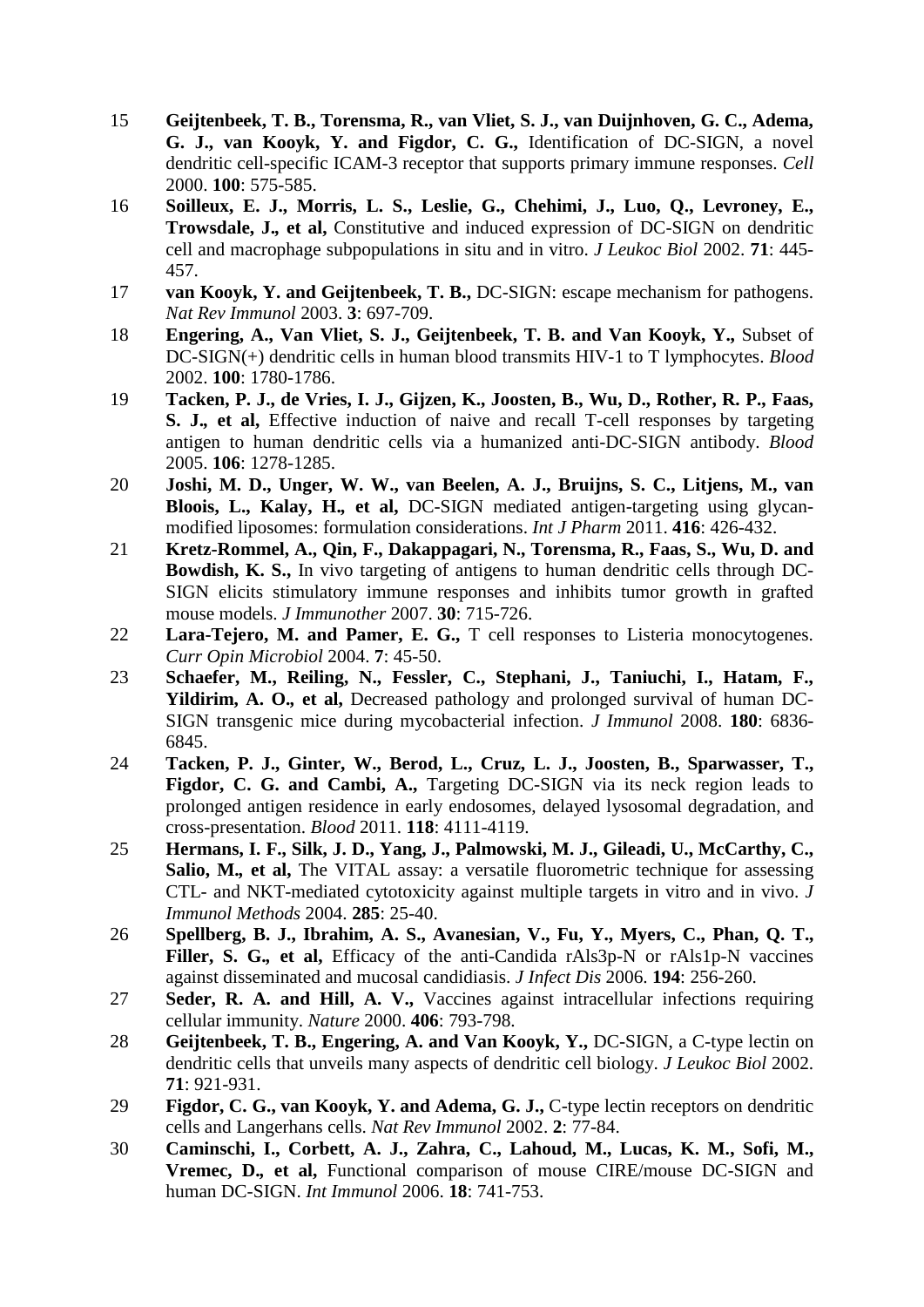15 **Geijtenbeek, T. B., Torensma, R., van Vliet, S. J., van Duijnhoven, G. C., Adema, G. J., van Kooyk, Y. and Figdor, C. G.,** Identification of DC-SIGN, a novel dendritic cell-specific ICAM-3 receptor that supports primary immune responses. *Cell* 2000. **100**: 575-585.

16 **Soilleux, E. J., Morris, L. S., Leslie, G., Chehimi, J., Luo, Q., Levroney, E., Trowsdale, J., et al,** Constitutive and induced expression of DC-SIGN on dendritic cell and macrophage subpopulations in situ and in vitro. *J Leukoc Biol* 2002. **71**: 445-457.

17 **van Kooyk, Y. and Geijtenbeek, T. B.,** DC-SIGN: escape mechanism for pathogens. *Nat Rev Immunol* 2003. **3**: 697-709.

18 **Engering, A., Van Vliet, S. J., Geijtenbeek, T. B. and Van Kooyk, Y.,** Subset of DC-SIGN(+) dendritic cells in human blood transmits HIV-1 to T lymphocytes. *Blood* 2002. **100**: 1780-1786.

19 **Tacken, P. J., de Vries, I. J., Gijzen, K., Joosten, B., Wu, D., Rother, R. P., Faas, S. J., et al,** Effective induction of naive and recall T-cell responses by targeting antigen to human dendritic cells via a humanized anti-DC-SIGN antibody. *Blood* 2005. **106**: 1278-1285.

20 **Joshi, M. D., Unger, W. W., van Beelen, A. J., Bruijns, S. C., Litjens, M., van Bloois, L., Kalay, H., et al,** DC-SIGN mediated antigen-targeting using glycan-modified liposomes: formulation considerations. *Int J Pharm* 2011. **416**: 426-432.

21 **Kretz-Rommel, A., Qin, F., Dakappagari, N., Torensma, R., Faas, S., Wu, D. and Bowdish, K. S.,** In vivo targeting of antigens to human dendritic cells through DC-SIGN elicits stimulatory immune responses and inhibits tumor growth in grafted mouse models. *J Immunother* 2007. **30**: 715-726.

22 **Lara-Tejero, M. and Pamer, E. G.,** T cell responses to Listeria monocytogenes. *Curr Opin Microbiol* 2004. **7**: 45-50.

23 **Schaefer, M., Reiling, N., Fessler, C., Stephani, J., Taniuchi, I., Hatam, F., Yildirim, A. O., et al,** Decreased pathology and prolonged survival of human DC-SIGN transgenic mice during mycobacterial infection. *J Immunol* 2008. **180**: 6836-6845.

24 **Tacken, P. J., Ginter, W., Berod, L., Cruz, L. J., Joosten, B., Sparwasser, T., Figdor, C. G. and Cambi, A.,** Targeting DC-SIGN via its neck region leads to prolonged antigen residence in early endosomes, delayed lysosomal degradation, and cross-presentation. *Blood* 2011. **118**: 4111-4119.

25 **Hermans, I. F., Silk, J. D., Yang, J., Palmowski, M. J., Gileadi, U., McCarthy, C., Salio, M., et al,** The VITAL assay: a versatile fluorometric technique for assessing CTL- and NKT-mediated cytotoxicity against multiple targets in vitro and in vivo. *J Immunol Methods* 2004. **285**: 25-40.

26 **Spellberg, B. J., Ibrahim, A. S., Avanesian, V., Fu, Y., Myers, C., Phan, Q. T., Filler, S. G., et al,** Efficacy of the anti-Candida rAls3p-N or rAls1p-N vaccines against disseminated and mucosal candidiasis. *J Infect Dis* 2006. **194**: 256-260.

27 **Seder, R. A. and Hill, A. V.,** Vaccines against intracellular infections requiring cellular immunity. *Nature* 2000. **406**: 793-798.

28 **Geijtenbeek, T. B., Engering, A. and Van Kooyk, Y.,** DC-SIGN, a C-type lectin on dendritic cells that unveils many aspects of dendritic cell biology. *J Leukoc Biol* 2002. **71**: 921-931.

29 **Figdor, C. G., van Kooyk, Y. and Adema, G. J.,** C-type lectin receptors on dendritic cells and Langerhans cells. *Nat Rev Immunol* 2002. **2**: 77-84.

30 **Caminschi, I., Corbett, A. J., Zahra, C., Lahoud, M., Lucas, K. M., Sofi, M., Vremec, D., et al,** Functional comparison of mouse CIRE/mouse DC-SIGN and human DC-SIGN. *Int Immunol* 2006. **18**: 741-753.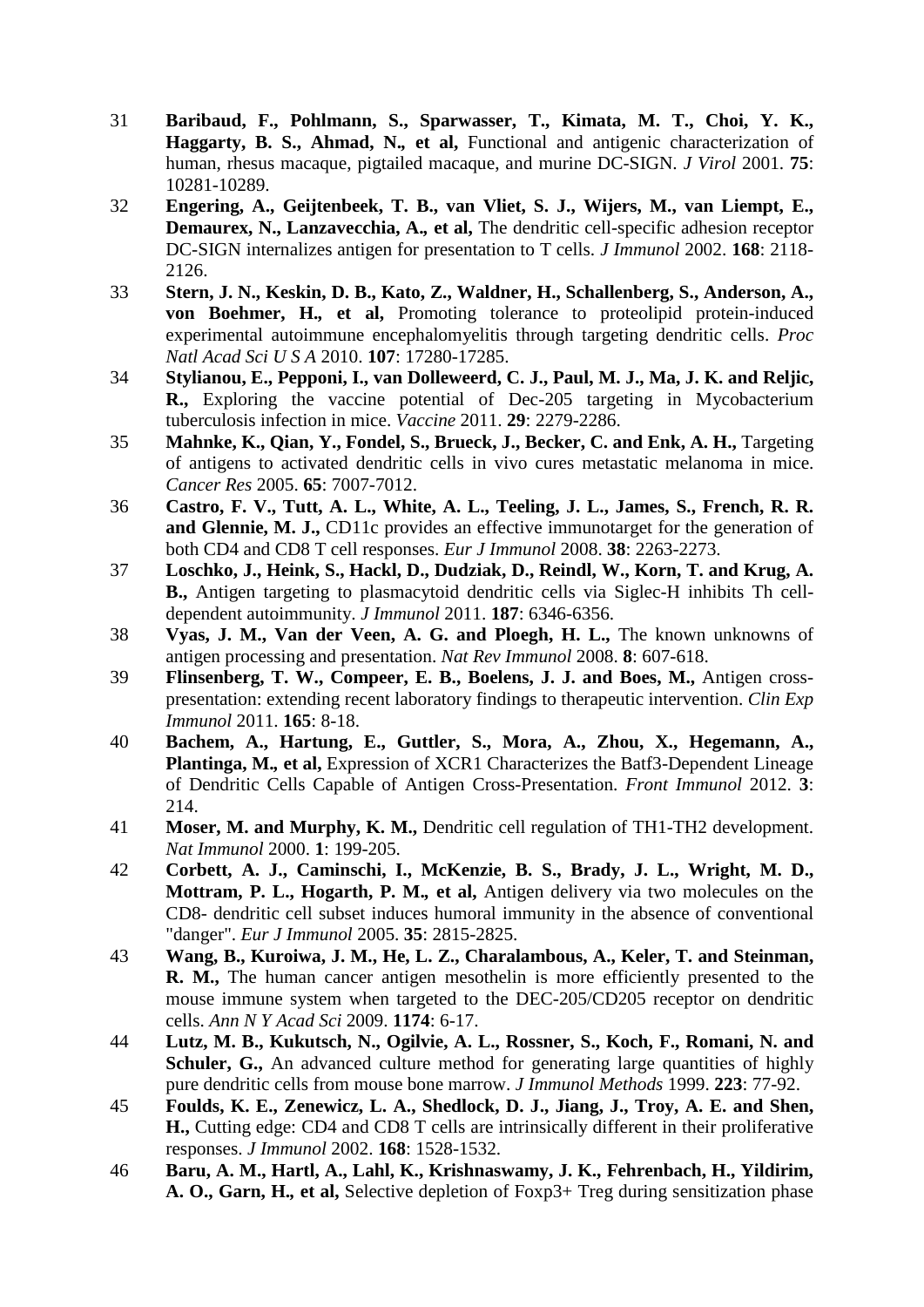31 **Baribaud, F., Pohlmann, S., Sparwasser, T., Kimata, M. T., Choi, Y. K., Haggarty, B. S., Ahmad, N., et al,** Functional and antigenic characterization of human, rhesus macaque, pigtailed macaque, and murine DC-SIGN. *J Virol* 2001. **75**: 10281-10289.

32 **Engering, A., Geijtenbeek, T. B., van Vliet, S. J., Wijers, M., van Liempt, E., Demaurex, N., Lanzavecchia, A., et al,** The dendritic cell-specific adhesion receptor DC-SIGN internalizes antigen for presentation to T cells. *J Immunol* 2002. **168**: 2118-2126.

33 **Stern, J. N., Keskin, D. B., Kato, Z., Waldner, H., Schallenberg, S., Anderson, A., von Boehmer, H., et al,** Promoting tolerance to proteolipid protein-induced experimental autoimmune encephalomyelitis through targeting dendritic cells. *Proc Natl Acad Sci U S A* 2010. **107**: 17280-17285.

34 **Stylianou, E., Pepponi, I., van Dolleweerd, C. J., Paul, M. J., Ma, J. K. and Reljic, R.,** Exploring the vaccine potential of Dec-205 targeting in Mycobacterium tuberculosis infection in mice. *Vaccine* 2011. **29**: 2279-2286.

35 **Mahnke, K., Qian, Y., Fondel, S., Brueck, J., Becker, C. and Enk, A. H.,** Targeting of antigens to activated dendritic cells in vivo cures metastatic melanoma in mice. *Cancer Res* 2005. **65**: 7007-7012.

36 **Castro, F. V., Tutt, A. L., White, A. L., Teeling, J. L., James, S., French, R. R. and Glennie, M. J.,** CD11c provides an effective immunotarget for the generation of both CD4 and CD8 T cell responses. *Eur J Immunol* 2008. **38**: 2263-2273.

37 **Loschko, J., Heink, S., Hackl, D., Dudziak, D., Reindl, W., Korn, T. and Krug, A. B.,** Antigen targeting to plasmacytoid dendritic cells via Siglec-H inhibits Th cell-dependent autoimmunity. *J Immunol* 2011. **187**: 6346-6356.

38 **Vyas, J. M., Van der Veen, A. G. and Ploegh, H. L.,** The known unknowns of antigen processing and presentation. *Nat Rev Immunol* 2008. **8**: 607-618.

39 **Flinsenberg, T. W., Compeer, E. B., Boelens, J. J. and Boes, M.,** Antigen cross-presentation: extending recent laboratory findings to therapeutic intervention. *Clin Exp Immunol* 2011. **165**: 8-18.

40 **Bachem, A., Hartung, E., Guttler, S., Mora, A., Zhou, X., Hegemann, A., Plantinga, M., et al,** Expression of XCR1 Characterizes the Batf3-Dependent Lineage of Dendritic Cells Capable of Antigen Cross-Presentation. *Front Immunol* 2012. **3**: 214.

41 **Moser, M. and Murphy, K. M.,** Dendritic cell regulation of TH1-TH2 development. *Nat Immunol* 2000. **1**: 199-205.

42 **Corbett, A. J., Caminschi, I., McKenzie, B. S., Brady, J. L., Wright, M. D., Mottram, P. L., Hogarth, P. M., et al,** Antigen delivery via two molecules on the CD8- dendritic cell subset induces humoral immunity in the absence of conventional "danger". *Eur J Immunol* 2005. **35**: 2815-2825.

43 **Wang, B., Kuroiwa, J. M., He, L. Z., Charalambous, A., Keler, T. and Steinman, R. M.,** The human cancer antigen mesothelin is more efficiently presented to the mouse immune system when targeted to the DEC-205/CD205 receptor on dendritic cells. *Ann N Y Acad Sci* 2009. **1174**: 6-17.

44 **Lutz, M. B., Kukutsch, N., Ogilvie, A. L., Rossner, S., Koch, F., Romani, N. and Schuler, G.,** An advanced culture method for generating large quantities of highly pure dendritic cells from mouse bone marrow. *J Immunol Methods* 1999. **223**: 77-92.

45 **Foulds, K. E., Zenewicz, L. A., Shedlock, D. J., Jiang, J., Troy, A. E. and Shen, H.,** Cutting edge: CD4 and CD8 T cells are intrinsically different in their proliferative responses. *J Immunol* 2002. **168**: 1528-1532.

46 **Baru, A. M., Hartl, A., Lahl, K., Krishnaswamy, J. K., Fehrenbach, H., Yildirim, A. O., Garn, H., et al,** Selective depletion of Foxp3+ Treg during sensitization phase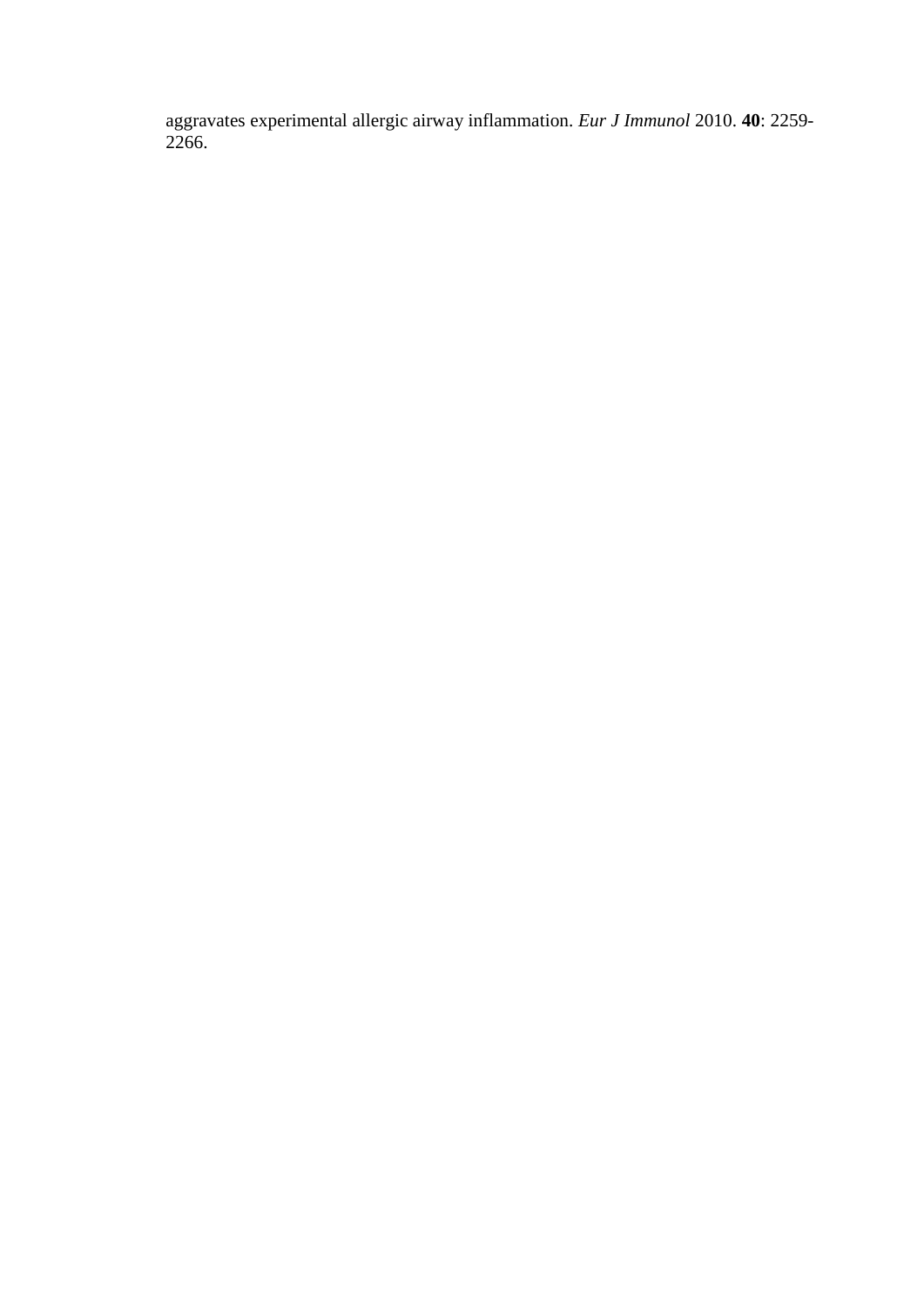aggravates experimental allergic airway inflammation. *Eur J Immunol* 2010. **40**: 2259-2266.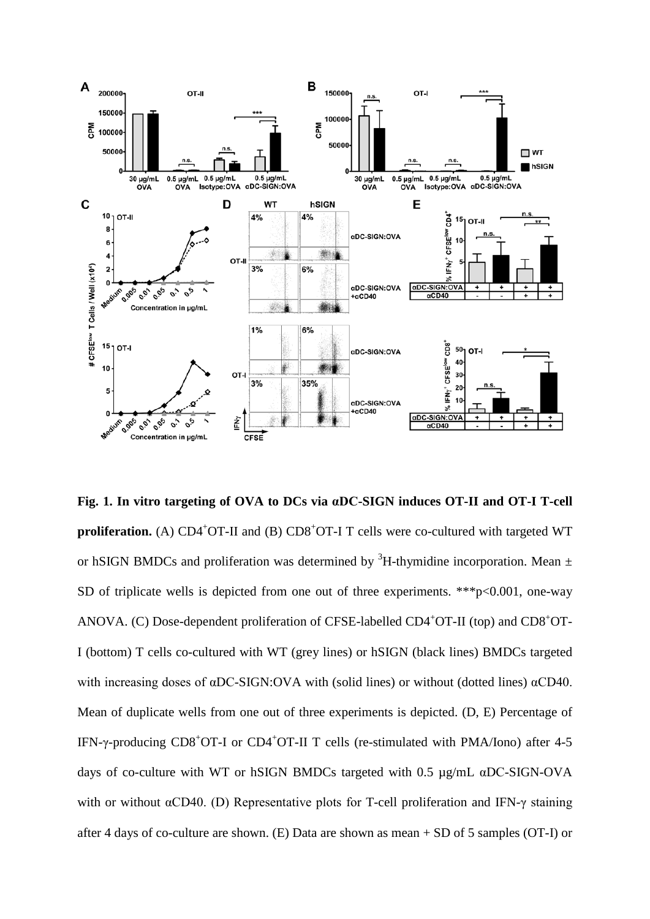**Fig. 1. In vitro targeting of OVA to DCs via αDC-SIGN induces OT-II and OT-I T-cell proliferation.** (A) $CD4^+$OT-II and (B) $CD8^+$OT-I T cells were co-cultured with targeted WT or hSIGN BMDCs and proliferation was determined by $^3$H-thymidine incorporation. Mean ± SD of triplicate wells is depicted from one out of three experiments. ***$p<0.001$, one-way ANOVA. (C) Dose-dependent proliferation of CFSE-labelled $CD4^+$OT-II (top) and $CD8^+$OT-I (bottom) T cells co-cultured with WT (grey lines) or hSIGN (black lines) BMDCs targeted with increasing doses of αDC-SIGN:OVA with (solid lines) or without (dotted lines) αCD40. Mean of duplicate wells from one out of three experiments is depicted. (D, E) Percentage of IFN-γ-producing $CD8^+$OT-I or $CD4^+$OT-II T cells (re-stimulated with PMA/Iono) after 4-5 days of co-culture with WT or hSIGN BMDCs targeted with 0.5 µg/mL αDC-SIGN-OVA with or without αCD40. (D) Representative plots for T-cell proliferation and IFN-γ staining after 4 days of co-culture are shown. (E) Data are shown as mean + SD of 5 samples (OT-I) or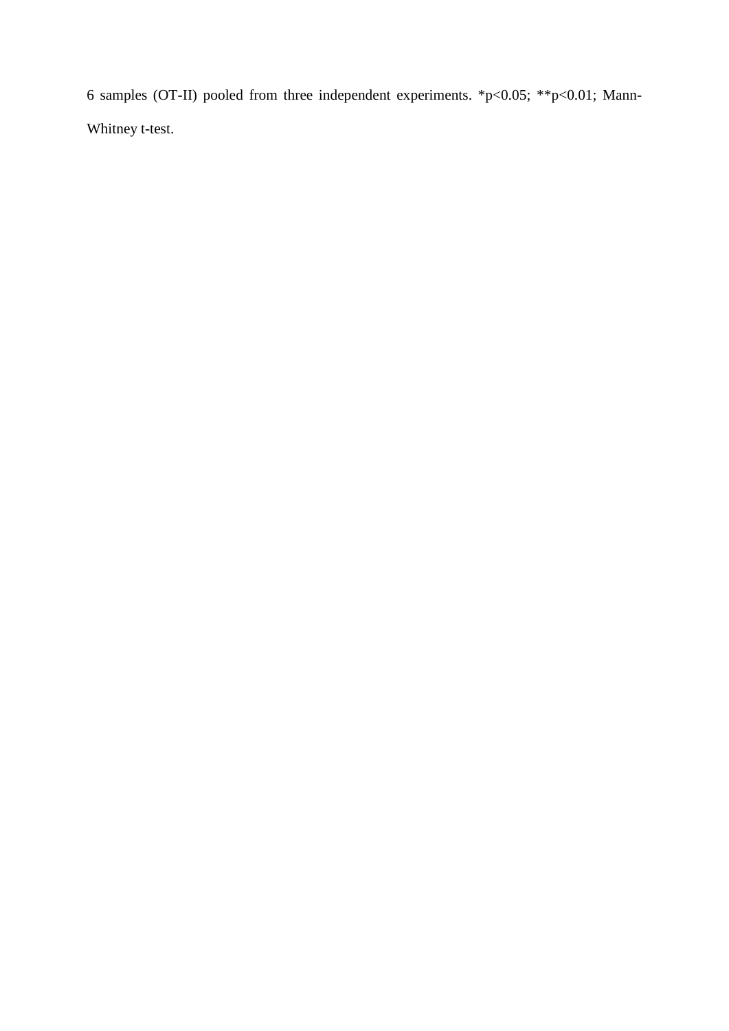6 samples (OT-II) pooled from three independent experiments. *$p<0.05$; **$p<0.01$; Mann-Whitney t-test.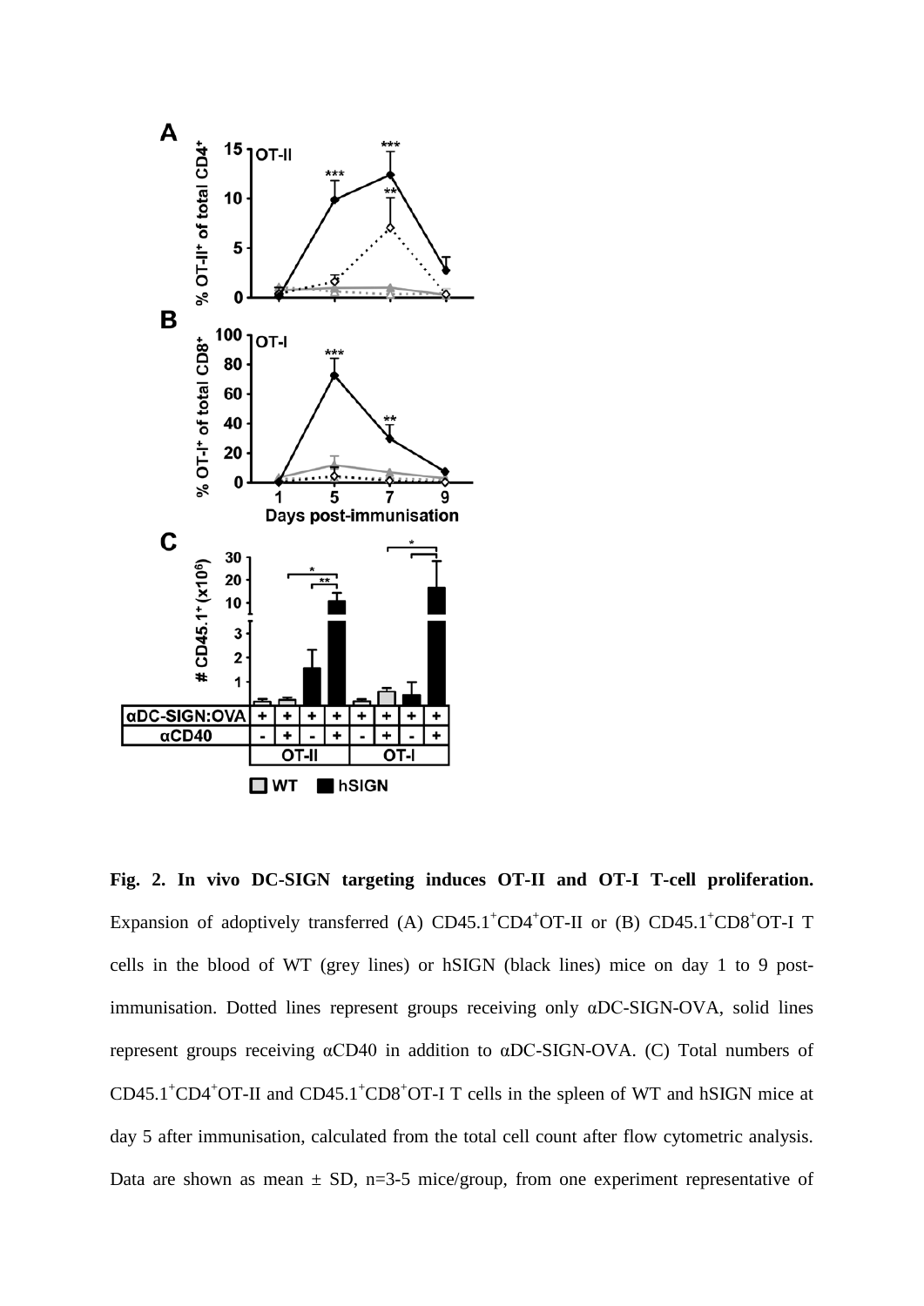**Fig. 2. In vivo DC-SIGN targeting induces OT-II and OT-I T-cell proliferation.** Expansion of adoptively transferred (A) $CD45.1^+CD4^+$OT-II or (B) $CD45.1^+CD8^+$OT-I T cells in the blood of WT (grey lines) or hSIGN (black lines) mice on day 1 to 9 post-immunisation. Dotted lines represent groups receiving only αDC-SIGN-OVA, solid lines represent groups receiving αCD40 in addition to αDC-SIGN-OVA. (C) Total numbers of $CD45.1^+CD4^+$OT-II and $CD45.1^+CD8^+$OT-I T cells in the spleen of WT and hSIGN mice at day 5 after immunisation, calculated from the total cell count after flow cytometric analysis. Data are shown as mean ± SD, n=3-5 mice/group, from one experiment representative of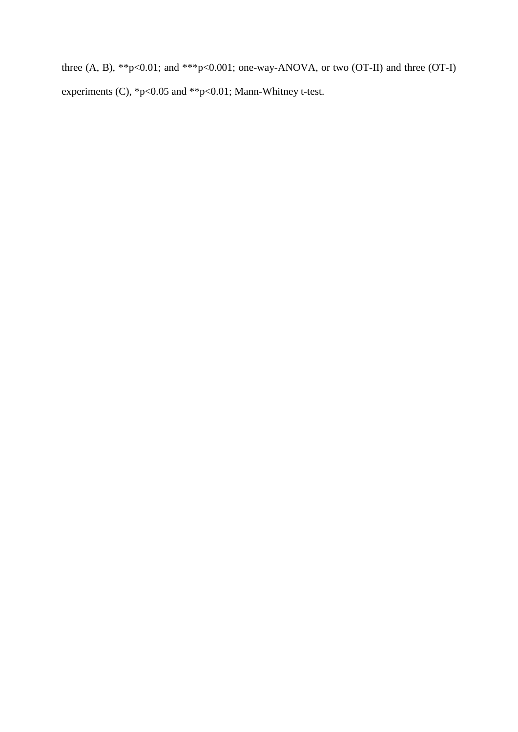three (A, B), **$p<0.01$; and ***$p<0.001$; one-way-ANOVA, or two (OT-II) and three (OT-I) experiments (C), *$p<0.05$ and **$p<0.01$; Mann-Whitney t-test.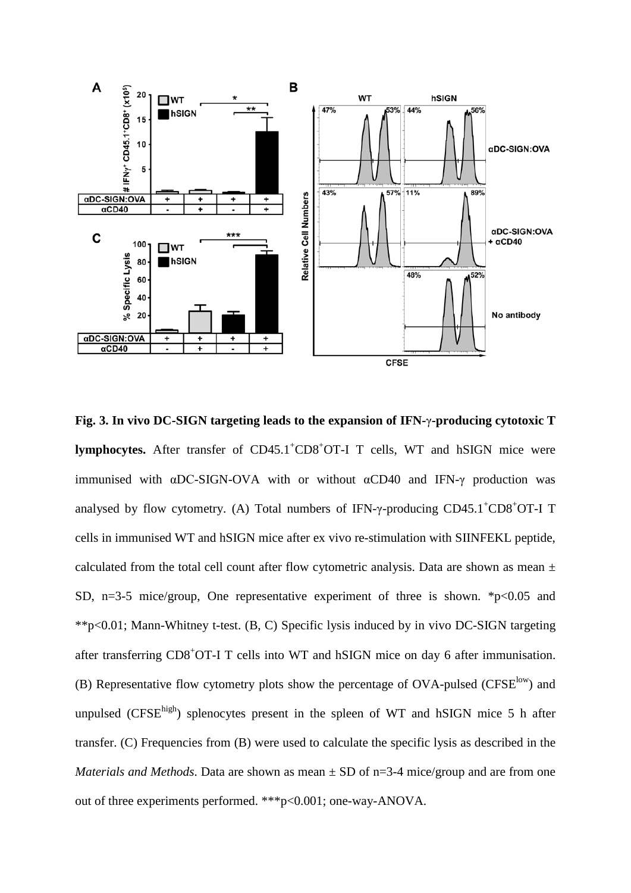**Fig. 3. In vivo DC-SIGN targeting leads to the expansion of IFN-γ-producing cytotoxic T lymphocytes.** After transfer of CD45.1$^+$CD8$^+$OT-I T cells, WT and hSIGN mice were immunised with αDC-SIGN-OVA with or without αCD40 and IFN-γ production was analysed by flow cytometry. (A) Total numbers of IFN-γ-producing CD45.1$^+$CD8$^+$OT-I T cells in immunised WT and hSIGN mice after ex vivo re-stimulation with SIINFEKL peptide, calculated from the total cell count after flow cytometric analysis. Data are shown as mean ± SD, n=3-5 mice/group, One representative experiment of three is shown. *p<0.05 and **p<0.01; Mann-Whitney t-test. (B, C) Specific lysis induced by in vivo DC-SIGN targeting after transferring CD8$^+$OT-I T cells into WT and hSIGN mice on day 6 after immunisation. (B) Representative flow cytometry plots show the percentage of OVA-pulsed (CFSE$^{low}$) and unpulsed (CFSE$^{high}$) splenocytes present in the spleen of WT and hSIGN mice 5 h after transfer. (C) Frequencies from (B) were used to calculate the specific lysis as described in the *Materials and Methods*. Data are shown as mean ± SD of n=3-4 mice/group and are from one out of three experiments performed. ***p<0.001; one-way-ANOVA.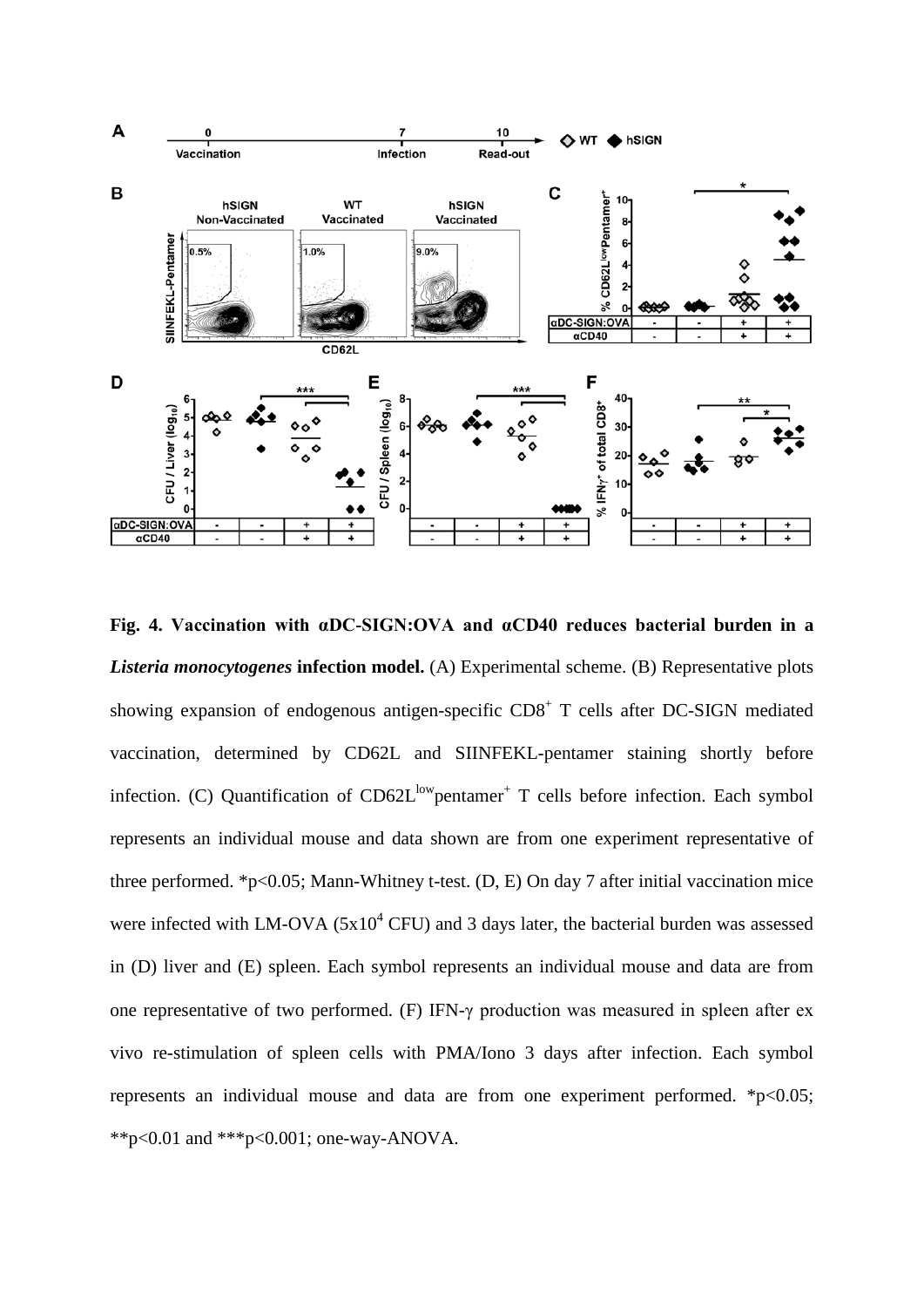**Fig. 4. Vaccination with αDC-SIGN:OVA and αCD40 reduces bacterial burden in a *Listeria monocytogenes* infection model.** (A) Experimental scheme. (B) Representative plots showing expansion of endogenous antigen-specific $CD8^+$ T cells after DC-SIGN mediated vaccination, determined by CD62L and SIINFEKL-pentamer staining shortly before infection. (C) Quantification of $CD62L^{low}pentamer^+$ T cells before infection. Each symbol represents an individual mouse and data shown are from one experiment representative of three performed. *$p<0.05$; Mann-Whitney t-test. (D, E) On day 7 after initial vaccination mice were infected with LM-OVA ($5x10^4$ CFU) and 3 days later, the bacterial burden was assessed in (D) liver and (E) spleen. Each symbol represents an individual mouse and data are from one representative of two performed. (F) IFN-γ production was measured in spleen after ex vivo re-stimulation of spleen cells with PMA/Iono 3 days after infection. Each symbol represents an individual mouse and data are from one experiment performed. *$p<0.05$; **$p<0.01$ and ***$p<0.001$; one-way-ANOVA.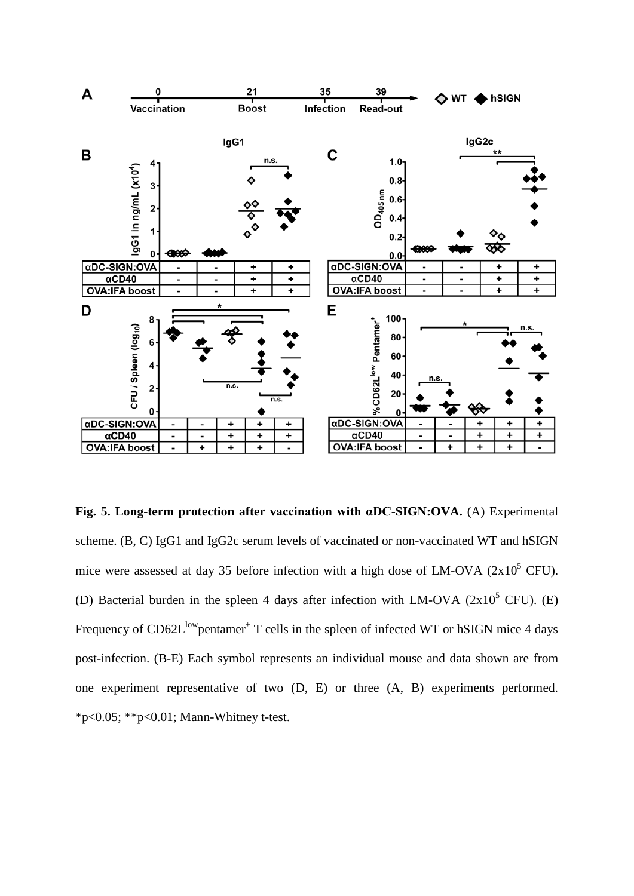A

0 Vaccination

21 Boost

35 Infection

39 Read-out

WT hSIGN

B

IgG1

IgG1 in ng/mL (x10⁴)

4
3
2
1
0

n.s.

| αDC-SIGN:OVA | - | - | + | + |
|---|---|---|---|---|
| αCD40 | - | - | + | + |
| OVA:IFA boost | - | - | + | + |

C

IgG2c

$OD_{405\ nm}$

1.0
0.8
0.6
0.4
0.2
0.0

**

| αDC-SIGN:OVA | - | - | + | + |
|---|---|---|---|---|
| αCD40 | - | - | + | + |
| OVA:IFA boost | - | - | + | + |

D

CFU / Spleen ($log_{10}$)

8
6
4
2
0

*

n.s.

n.s.

| αDC-SIGN:OVA | - | - | + | + | + |
|---|---|---|---|---|---|
| αCD40 | - | - | + | + | + |
| OVA:IFA boost | - | + | + | + | - |

E

% CD62L$^{low}$ Pentamer$^{+}$

100
80
60
40
20
0

*

n.s.

n.s.

| αDC-SIGN:OVA | - | - | + | + | + |
|---|---|---|---|---|---|
| αCD40 | - | - | + | + | + |
| OVA:IFA boost | - | + | + | + | - |

**Fig. 5. Long-term protection after vaccination with αDC-SIGN:OVA.** (A) Experimental scheme. (B, C) IgG1 and IgG2c serum levels of vaccinated or non-vaccinated WT and hSIGN mice were assessed at day 35 before infection with a high dose of LM-OVA ($2x10^5$ CFU). (D) Bacterial burden in the spleen 4 days after infection with LM-OVA ($2x10^5$ CFU). (E) Frequency of CD62L$^{low}$pentamer$^{+}$ T cells in the spleen of infected WT or hSIGN mice 4 days post-infection. (B-E) Each symbol represents an individual mouse and data shown are from one experiment representative of two (D, E) or three (A, B) experiments performed. *$p<0.05$; **$p<0.01$; Mann-Whitney t-test.